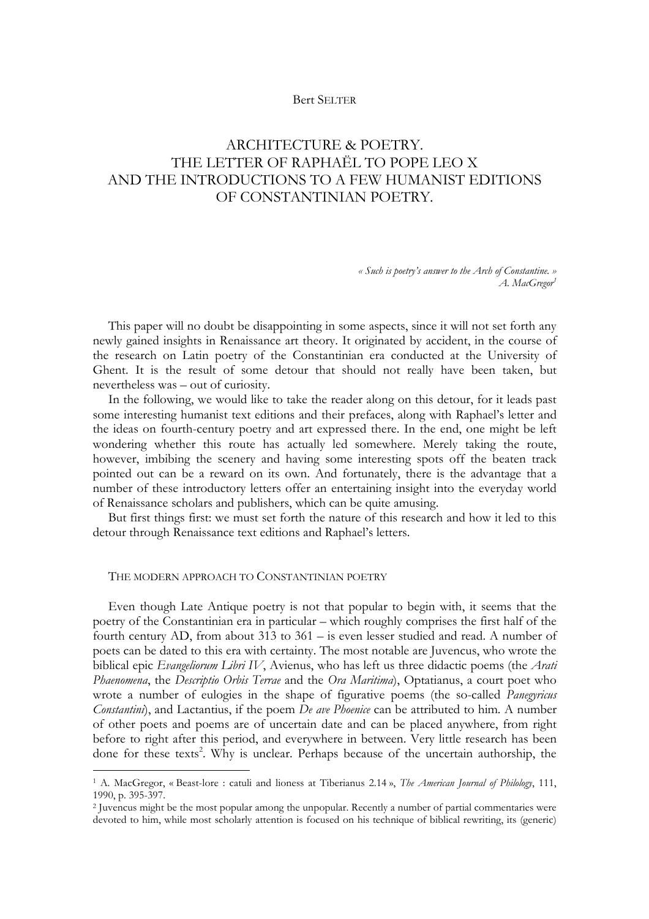Bert SELTER

# ARCHITECTURE & POETRY. THE LETTER OF RAPHAËL TO POPE LEO X AND THE INTRODUCTIONS TO A FEW HUMANIST EDITIONS OF CONSTANTINIAN POETRY.

> *« Such is poetry's answer to the Arch of Constantine. »*
> *A. MacGregor*[1]

This paper will no doubt be disappointing in some aspects, since it will not set forth any newly gained insights in Renaissance art theory. It originated by accident, in the course of the research on Latin poetry of the Constantinian era conducted at the University of Ghent. It is the result of some detour that should not really have been taken, but nevertheless was – out of curiosity.

In the following, we would like to take the reader along on this detour, for it leads past some interesting humanist text editions and their prefaces, along with Raphael's letter and the ideas on fourth-century poetry and art expressed there. In the end, one might be left wondering whether this route has actually led somewhere. Merely taking the route, however, imbibing the scenery and having some interesting spots off the beaten track pointed out can be a reward on its own. And fortunately, there is the advantage that a number of these introductory letters offer an entertaining insight into the everyday world of Renaissance scholars and publishers, which can be quite amusing.

But first things first: we must set forth the nature of this research and how it led to this detour through Renaissance text editions and Raphael's letters.

## THE MODERN APPROACH TO CONSTANTINIAN POETRY

Even though Late Antique poetry is not that popular to begin with, it seems that the poetry of the Constantinian era in particular – which roughly comprises the first half of the fourth century AD, from about 313 to 361 – is even lesser studied and read. A number of poets can be dated to this era with certainty. The most notable are Juvencus, who wrote the biblical epic *Evangeliorum Libri IV*, Avienus, who has left us three didactic poems (the *Arati Phaenomena*, the *Descriptio Orbis Terrae* and the *Ora Maritima*), Optatianus, a court poet who wrote a number of eulogies in the shape of figurative poems (the so-called *Panegyricus Constantini*), and Lactantius, if the poem *De ave Phoenice* can be attributed to him. A number of other poets and poems are of uncertain date and can be placed anywhere, from right before to right after this period, and everywhere in between. Very little research has been done for these texts[2]. Why is unclear. Perhaps because of the uncertain authorship, the

---

[1] A. MacGregor, « Beast-lore : catuli and lioness at Tiberianus 2.14 », *The American Journal of Philology*, 111, 1990, p. 395-397.

[2] Juvencus might be the most popular among the unpopular. Recently a number of partial commentaries were devoted to him, while most scholarly attention is focused on his technique of biblical rewriting, its (generic)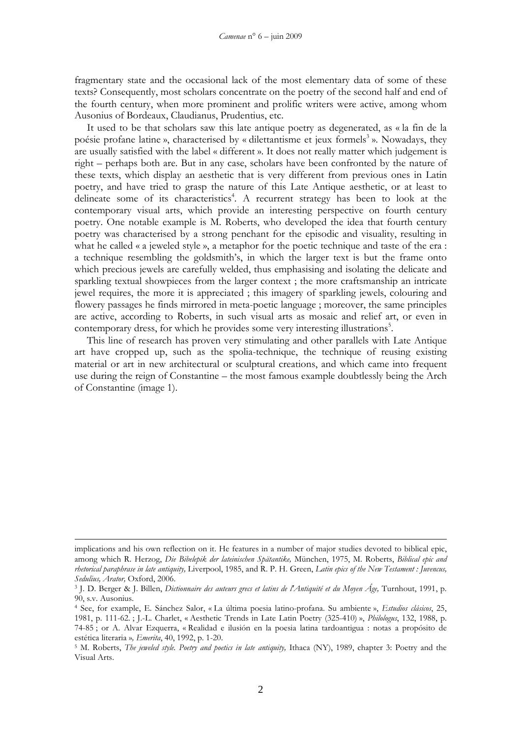fragmentary state and the occasional lack of the most elementary data of some of these texts? Consequently, most scholars concentrate on the poetry of the second half and end of the fourth century, when more prominent and prolific writers were active, among whom Ausonius of Bordeaux, Claudianus, Prudentius, etc.

It used to be that scholars saw this late antique poetry as degenerated, as « la fin de la poésie profane latine », characterised by « dilettantisme et jeux formels[3] ». Nowadays, they are usually satisfied with the label « different ». It does not really matter which judgement is right – perhaps both are. But in any case, scholars have been confronted by the nature of these texts, which display an aesthetic that is very different from previous ones in Latin poetry, and have tried to grasp the nature of this Late Antique aesthetic, or at least to delineate some of its characteristics[4]. A recurrent strategy has been to look at the contemporary visual arts, which provide an interesting perspective on fourth century poetry. One notable example is M. Roberts, who developed the idea that fourth century poetry was characterised by a strong penchant for the episodic and visuality, resulting in what he called « a jeweled style », a metaphor for the poetic technique and taste of the era : a technique resembling the goldsmith's, in which the larger text is but the frame onto which precious jewels are carefully welded, thus emphasising and isolating the delicate and sparkling textual showpieces from the larger context ; the more craftsmanship an intricate jewel requires, the more it is appreciated ; this imagery of sparkling jewels, colouring and flowery passages he finds mirrored in meta-poetic language ; moreover, the same principles are active, according to Roberts, in such visual arts as mosaic and relief art, or even in contemporary dress, for which he provides some very interesting illustrations[5].

This line of research has proven very stimulating and other parallels with Late Antique art have cropped up, such as the spolia-technique, the technique of reusing existing material or art in new architectural or sculptural creations, and which came into frequent use during the reign of Constantine – the most famous example doubtlessly being the Arch of Constantine (image 1).

---

implications and his own reflection on it. He features in a number of major studies devoted to biblical epic, among which R. Herzog, *Die Bibelepik der lateinischen Spätantike,* München, 1975, M. Roberts, *Biblical epic and rhetorical paraphrase in late antiquity,* Liverpool, 1985, and R. P. H. Green, *Latin epics of the New Testament : Juvencus, Sedulius, Arator,* Oxford, 2006.

[3] J. D. Berger & J. Billen, *Dictionnaire des auteurs grecs et latins de l'Antiquité et du Moyen Âge,* Turnhout, 1991, p. 90, s.v. Ausonius.

[4] See, for example, E. Sánchez Salor, « La última poesia latino-profana. Su ambiente », *Estudios clásicos*, 25, 1981, p. 111-62. ; J.-L. Charlet, « Aesthetic Trends in Late Latin Poetry (325-410) », *Philologus*, 132, 1988, p. 74-85 ; or A. Alvar Ezquerra, « Realidad e ilusión en la poesia latina tardoantigua : notas a propósito de estética literaria », *Emerita*, 40, 1992, p. 1-20.

[5] M. Roberts, *The jeweled style. Poetry and poetics in late antiquity,* Ithaca (NY), 1989, chapter 3: Poetry and the Visual Arts.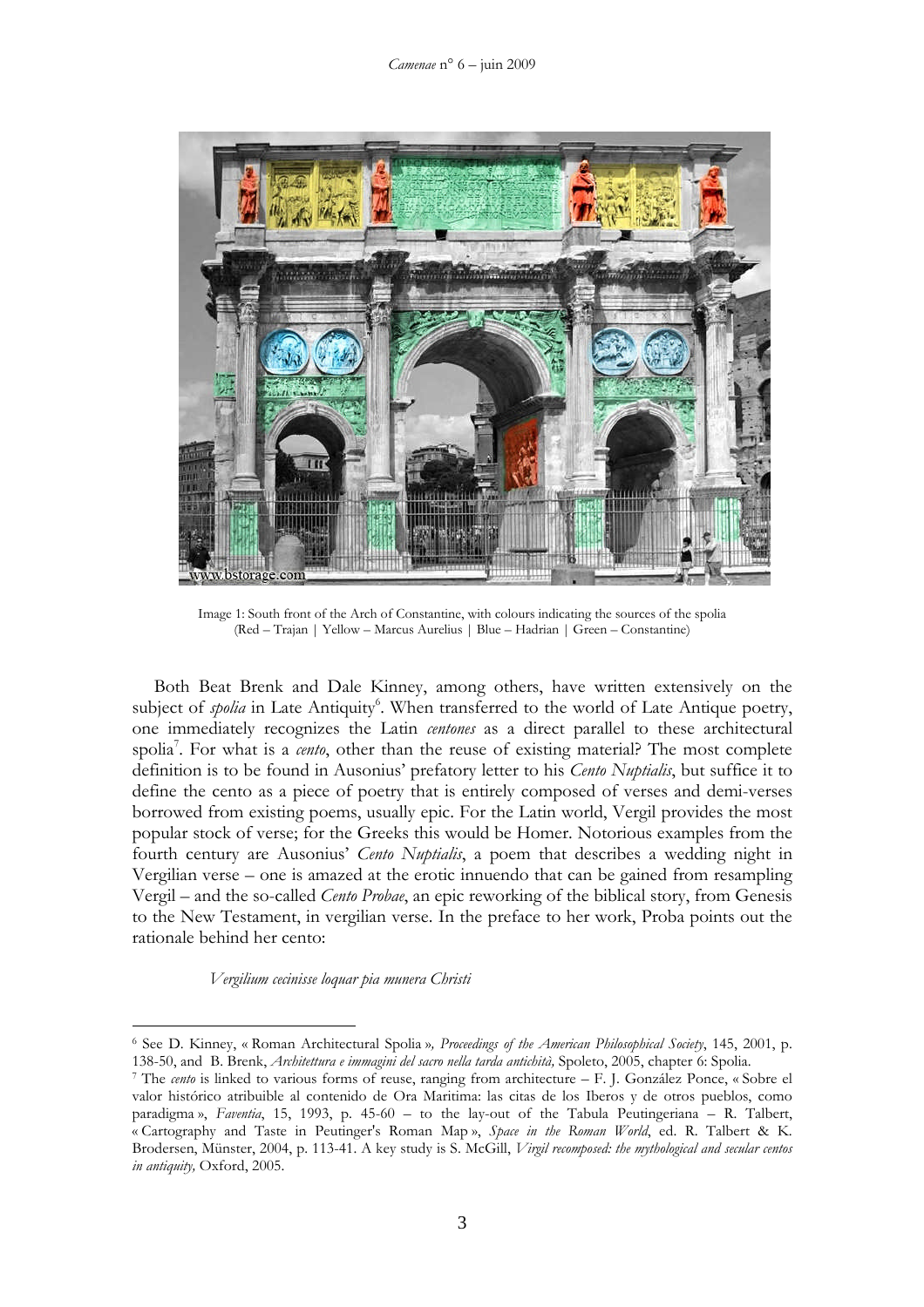Image 1: South front of the Arch of Constantine, with colours indicating the sources of the spolia (Red – Trajan | Yellow – Marcus Aurelius | Blue – Hadrian | Green – Constantine)

Both Beat Brenk and Dale Kinney, among others, have written extensively on the subject of *spolia* in Late Antiquity[6]. When transferred to the world of Late Antique poetry, one immediately recognizes the Latin *centones* as a direct parallel to these architectural spolia[7]. For what is a *cento*, other than the reuse of existing material? The most complete definition is to be found in Ausonius' prefatory letter to his *Cento Nuptialis*, but suffice it to define the cento as a piece of poetry that is entirely composed of verses and demi-verses borrowed from existing poems, usually epic. For the Latin world, Vergil provides the most popular stock of verse; for the Greeks this would be Homer. Notorious examples from the fourth century are Ausonius' *Cento Nuptialis*, a poem that describes a wedding night in Vergilian verse – one is amazed at the erotic innuendo that can be gained from resampling Vergil – and the so-called *Cento Probae*, an epic reworking of the biblical story, from Genesis to the New Testament, in vergilian verse. In the preface to her work, Proba points out the rationale behind her cento:

> *Vergilium cecinisse loquar pia munera Christi*

---

[6] See D. Kinney, « Roman Architectural Spolia », *Proceedings of the American Philosophical Society*, 145, 2001, p. 138-50, and B. Brenk, *Architettura e immagini del sacro nella tarda antichità,* Spoleto, 2005, chapter 6: Spolia.

[7] The *cento* is linked to various forms of reuse, ranging from architecture – F. J. González Ponce, « Sobre el valor histórico atribuible al contenido de Ora Maritima: las citas de los Iberos y de otros pueblos, como paradigma », *Faventia*, 15, 1993, p. 45-60 – to the lay-out of the Tabula Peutingeriana – R. Talbert, « Cartography and Taste in Peutinger's Roman Map », *Space in the Roman World*, ed. R. Talbert & K. Brodersen, Münster, 2004, p. 113-41. A key study is S. McGill, *Virgil recomposed: the mythological and secular centos in antiquity,* Oxford, 2005.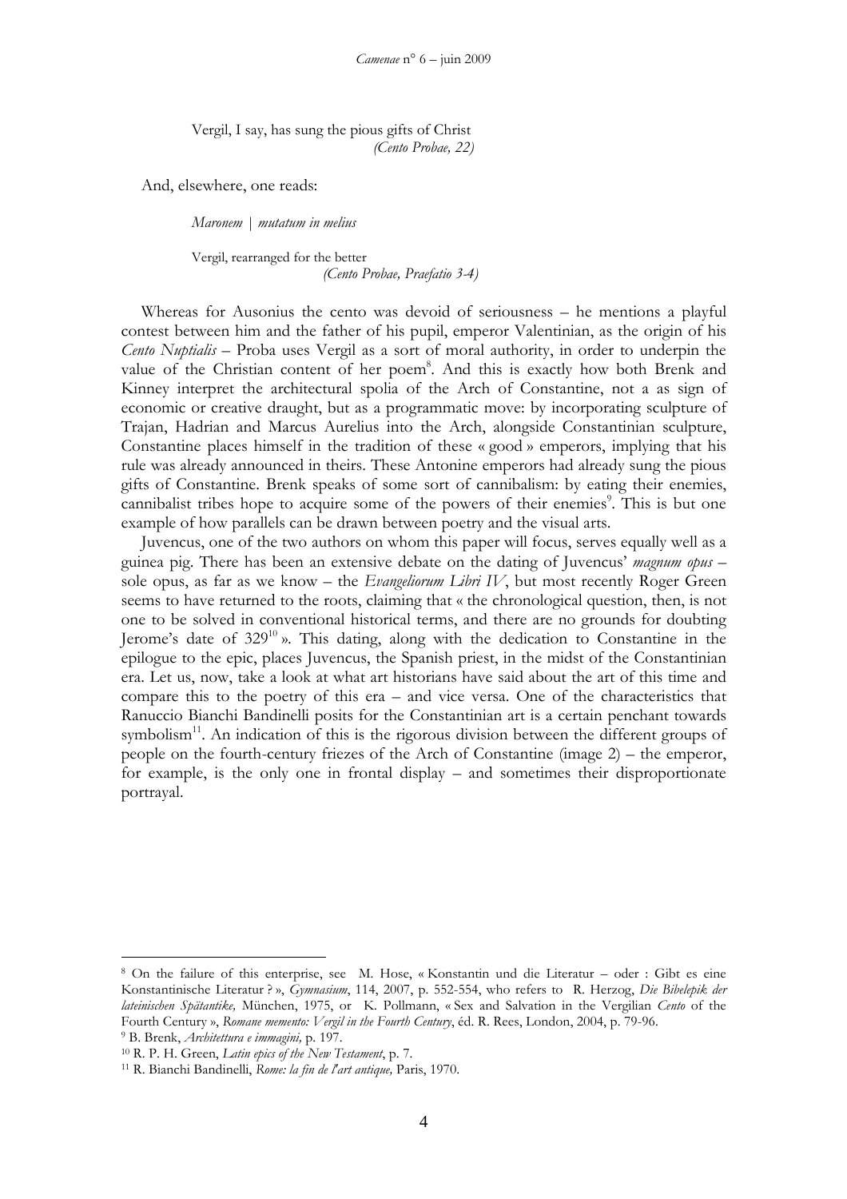> Vergil, I say, has sung the pious gifts of Christ
> *(Cento Probae, 22)*

And, elsewhere, one reads:

> *Maronem | mutatum in melius*
>
> Vergil, rearranged for the better
> *(Cento Probae, Praefatio 3-4)*

Whereas for Ausonius the cento was devoid of seriousness – he mentions a playful contest between him and the father of his pupil, emperor Valentinian, as the origin of his *Cento Nuptialis* – Proba uses Vergil as a sort of moral authority, in order to underpin the value of the Christian content of her poem[8]. And this is exactly how both Brenk and Kinney interpret the architectural spolia of the Arch of Constantine, not a as sign of economic or creative draught, but as a programmatic move: by incorporating sculpture of Trajan, Hadrian and Marcus Aurelius into the Arch, alongside Constantinian sculpture, Constantine places himself in the tradition of these « good » emperors, implying that his rule was already announced in theirs. These Antonine emperors had already sung the pious gifts of Constantine. Brenk speaks of some sort of cannibalism: by eating their enemies, cannibalist tribes hope to acquire some of the powers of their enemies[9]. This is but one example of how parallels can be drawn between poetry and the visual arts.

Juvencus, one of the two authors on whom this paper will focus, serves equally well as a guinea pig. There has been an extensive debate on the dating of Juvencus' *magnum opus* – sole opus, as far as we know – the *Evangeliorum Libri IV*, but most recently Roger Green seems to have returned to the roots, claiming that « the chronological question, then, is not one to be solved in conventional historical terms, and there are no grounds for doubting Jerome's date of 329[10] ». This dating, along with the dedication to Constantine in the epilogue to the epic, places Juvencus, the Spanish priest, in the midst of the Constantinian era. Let us, now, take a look at what art historians have said about the art of this time and compare this to the poetry of this era – and vice versa. One of the characteristics that Ranuccio Bianchi Bandinelli posits for the Constantinian art is a certain penchant towards symbolism[11]. An indication of this is the rigorous division between the different groups of people on the fourth-century friezes of the Arch of Constantine (image 2) – the emperor, for example, is the only one in frontal display – and sometimes their disproportionate portrayal.

---

[8] On the failure of this enterprise, see M. Hose, « Konstantin und die Literatur – oder : Gibt es eine Konstantinische Literatur ? », *Gymnasium*, 114, 2007, p. 552-554, who refers to R. Herzog, *Die Bibelepik der lateinischen Spätantike,* München, 1975, or K. Pollmann, « Sex and Salvation in the Vergilian *Cento* of the Fourth Century », *Romane memento: Vergil in the Fourth Century*, éd. R. Rees, London, 2004, p. 79-96.

[9] B. Brenk, *Architettura e immagini,* p. 197.

[10] R. P. H. Green, *Latin epics of the New Testament*, p. 7.

[11] R. Bianchi Bandinelli, *Rome: la fin de l'art antique,* Paris, 1970.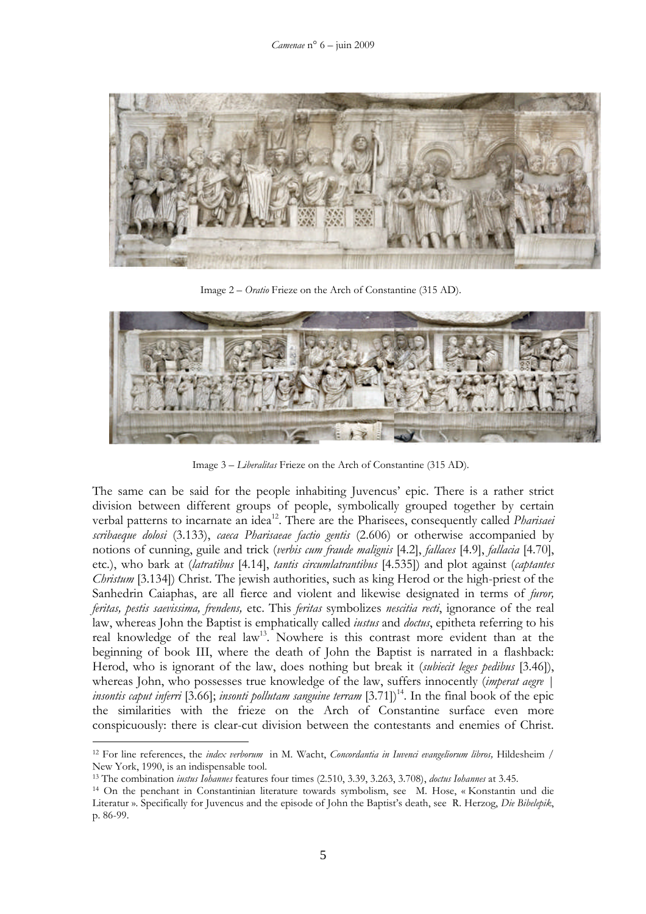Image 2 – *Oratio* Frieze on the Arch of Constantine (315 AD).

Image 3 – *Liberalitas* Frieze on the Arch of Constantine (315 AD).

The same can be said for the people inhabiting Juvencus' epic. There is a rather strict division between different groups of people, symbolically grouped together by certain verbal patterns to incarnate an idea[12]. There are the Pharisees, consequently called *Pharisaei scribaeque dolosi* (3.133), *caeca Pharisaeae factio gentis* (2.606) or otherwise accompanied by notions of cunning, guile and trick (*verbis cum fraude malignis* [4.2], *fallaces* [4.9], *fallacia* [4.70], etc.), who bark at (*latratibus* [4.14], *tantis circumlatrantibus* [4.535]) and plot against (*captantes Christum* [3.134]) Christ. The jewish authorities, such as king Herod or the high-priest of the Sanhedrin Caiaphas, are all fierce and violent and likewise designated in terms of *furor, feritas, pestis saevissima, frendens,* etc. This *feritas* symbolizes *nescitia recti*, ignorance of the real law, whereas John the Baptist is emphatically called *iustus* and *doctus*, epitheta referring to his real knowledge of the real law[13]. Nowhere is this contrast more evident than at the beginning of book III, where the death of John the Baptist is narrated in a flashback: Herod, who is ignorant of the law, does nothing but break it (*subiecit leges pedibus* [3.46]), whereas John, who possesses true knowledge of the law, suffers innocently (*imperat aegre | insontis caput inferri* [3.66]; *insonti pollutam sanguine terram* [3.71])[14]. In the final book of the epic the similarities with the frieze on the Arch of Constantine surface even more conspicuously: there is clear-cut division between the contestants and enemies of Christ.

---

[12] For line references, the *index verborum* in M. Wacht, *Concordantia in Iuvenci evangeliorum libros,* Hildesheim / New York, 1990, is an indispensable tool.

[13] The combination *iustus Iohannes* features four times (2.510, 3.39, 3.263, 3.708), *doctus Iohannes* at 3.45.

[14] On the penchant in Constantinian literature towards symbolism, see M. Hose, « Konstantin und die Literatur ». Specifically for Juvencus and the episode of John the Baptist's death, see R. Herzog, *Die Bibelepik*, p. 86-99.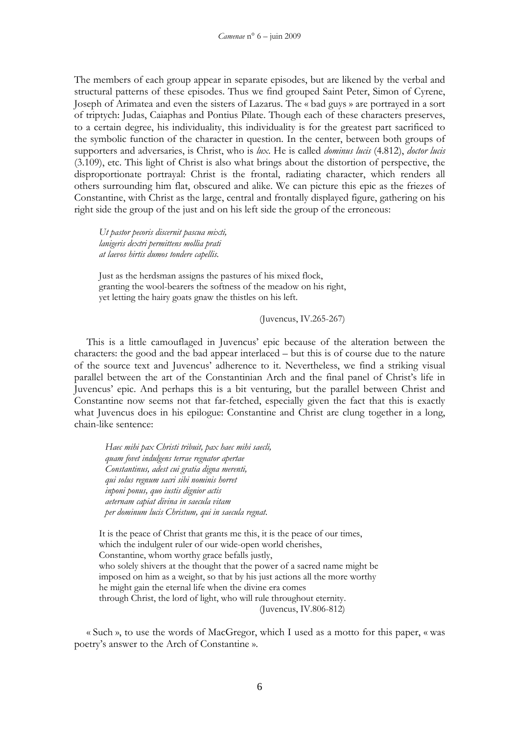The members of each group appear in separate episodes, but are likened by the verbal and structural patterns of these episodes. Thus we find grouped Saint Peter, Simon of Cyrene, Joseph of Arimatea and even the sisters of Lazarus. The « bad guys » are portrayed in a sort of triptych: Judas, Caiaphas and Pontius Pilate. Though each of these characters preserves, to a certain degree, his individuality, this individuality is for the greatest part sacrificed to the symbolic function of the character in question. In the center, between both groups of supporters and adversaries, is Christ, who is *lux*. He is called *dominus lucis* (4.812), *doctor lucis* (3.109), etc. This light of Christ is also what brings about the distortion of perspective, the disproportionate portrayal: Christ is the frontal, radiating character, which renders all others surrounding him flat, obscured and alike. We can picture this epic as the friezes of Constantine, with Christ as the large, central and frontally displayed figure, gathering on his right side the group of the just and on his left side the group of the erroneous:

> *Ut pastor pecoris discernit pascua mixti,*
> *lanigeris dextri permittens mollia prati*
> *at laevos hirtis dumos tondere capellis.*
>
> Just as the herdsman assigns the pastures of his mixed flock,
> granting the wool-bearers the softness of the meadow on his right,
> yet letting the hairy goats gnaw the thistles on his left.
>
> (Juvencus, IV.265-267)

This is a little camouflaged in Juvencus' epic because of the alteration between the characters: the good and the bad appear interlaced – but this is of course due to the nature of the source text and Juvencus' adherence to it. Nevertheless, we find a striking visual parallel between the art of the Constantinian Arch and the final panel of Christ's life in Juvencus' epic. And perhaps this is a bit venturing, but the parallel between Christ and Constantine now seems not that far-fetched, especially given the fact that this is exactly what Juvencus does in his epilogue: Constantine and Christ are clung together in a long, chain-like sentence:

> *Haec mihi pax Christi tribuit, pax haec mihi saecli,*
> *quam fovet indulgens terrae regnator apertae*
> *Constantinus, adest cui gratia digna merenti,*
> *qui solus regnum sacri sibi nominis horret*
> *inponi pondus, quo iustis dignior actis*
> *aeternam capiat divina in saecula vitam*
> *per dominum lucis Christum, qui in saecula regnat.*
>
> It is the peace of Christ that grants me this, it is the peace of our times,
> which the indulgent ruler of our wide-open world cherishes,
> Constantine, whom worthy grace befalls justly,
> who solely shivers at the thought that the power of a sacred name might be
> imposed on him as a weight, so that by his just actions all the more worthy
> he might gain the eternal life when the divine era comes
> through Christ, the lord of light, who will rule throughout eternity.
>
> (Juvencus, IV.806-812)

« Such », to use the words of MacGregor, which I used as a motto for this paper, « was poetry's answer to the Arch of Constantine ».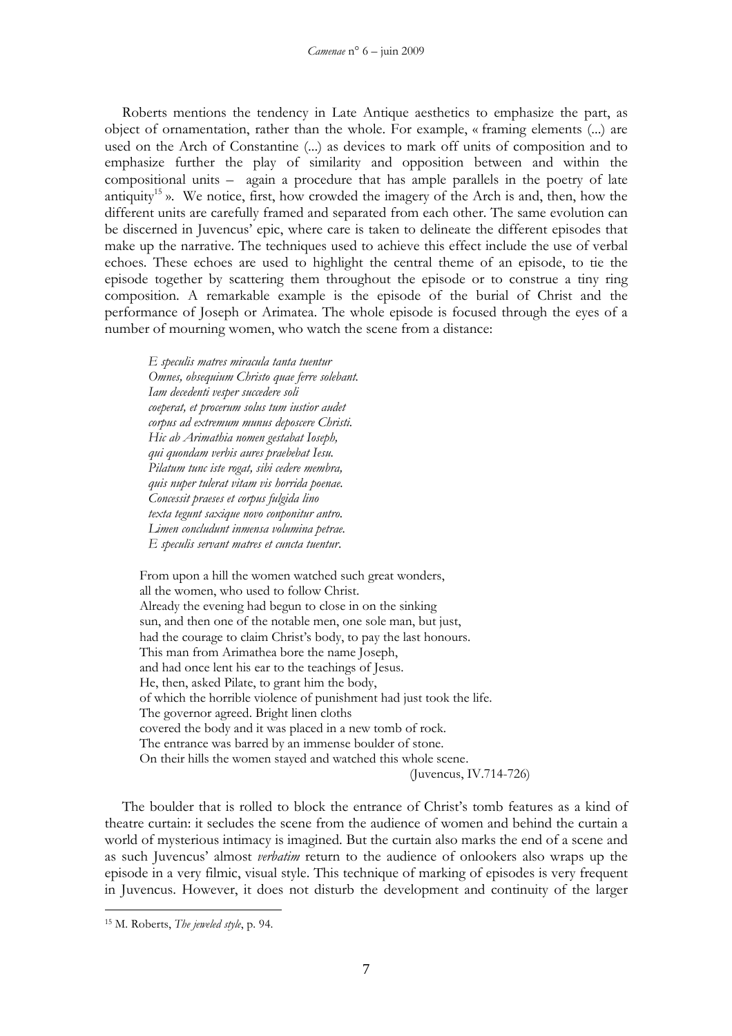Roberts mentions the tendency in Late Antique aesthetics to emphasize the part, as object of ornamentation, rather than the whole. For example, « framing elements (...) are used on the Arch of Constantine (...) as devices to mark off units of composition and to emphasize further the play of similarity and opposition between and within the compositional units – again a procedure that has ample parallels in the poetry of late antiquity[15] ». We notice, first, how crowded the imagery of the Arch is and, then, how the different units are carefully framed and separated from each other. The same evolution can be discerned in Juvencus' epic, where care is taken to delineate the different episodes that make up the narrative. The techniques used to achieve this effect include the use of verbal echoes. These echoes are used to highlight the central theme of an episode, to tie the episode together by scattering them throughout the episode or to construe a tiny ring composition. A remarkable example is the episode of the burial of Christ and the performance of Joseph or Arimatea. The whole episode is focused through the eyes of a number of mourning women, who watch the scene from a distance:

> *E speculis matres miracula tanta tuentur*
> *Omnes, obsequium Christo quae ferre solebant.*
> *Iam decedenti vesper succedere soli*
> *coeperat, et procerum solus tum iustior audet*
> *corpus ad extremum munus deposcere Christi.*
> *Hic ab Arimathia nomen gestabat Ioseph,*
> *qui quondam verbis aures praebebat Iesu.*
> *Pilatum tunc iste rogat, sibi cedere membra,*
> *quis nuper tulerat vitam vis horrida poenae.*
> *Concessit praeses et corpus fulgida lino*
> *texta tegunt saxique novo conponitur antro.*
> *Limen concludunt inmensa volumina petrae.*
> *E speculis servant matres et cuncta tuentur.*

> From upon a hill the women watched such great wonders,
> all the women, who used to follow Christ.
> Already the evening had begun to close in on the sinking
> sun, and then one of the notable men, one sole man, but just,
> had the courage to claim Christ's body, to pay the last honours.
> This man from Arimathea bore the name Joseph,
> and had once lent his ear to the teachings of Jesus.
> He, then, asked Pilate, to grant him the body,
> of which the horrible violence of punishment had just took the life.
> The governor agreed. Bright linen cloths
> covered the body and it was placed in a new tomb of rock.
> The entrance was barred by an immense boulder of stone.
> On their hills the women stayed and watched this whole scene.
>
> (Juvencus, IV.714-726)

The boulder that is rolled to block the entrance of Christ's tomb features as a kind of theatre curtain: it secludes the scene from the audience of women and behind the curtain a world of mysterious intimacy is imagined. But the curtain also marks the end of a scene and as such Juvencus' almost *verbatim* return to the audience of onlookers also wraps up the episode in a very filmic, visual style. This technique of marking of episodes is very frequent in Juvencus. However, it does not disturb the development and continuity of the larger

---

[15] M. Roberts, *The jeweled style*, p. 94.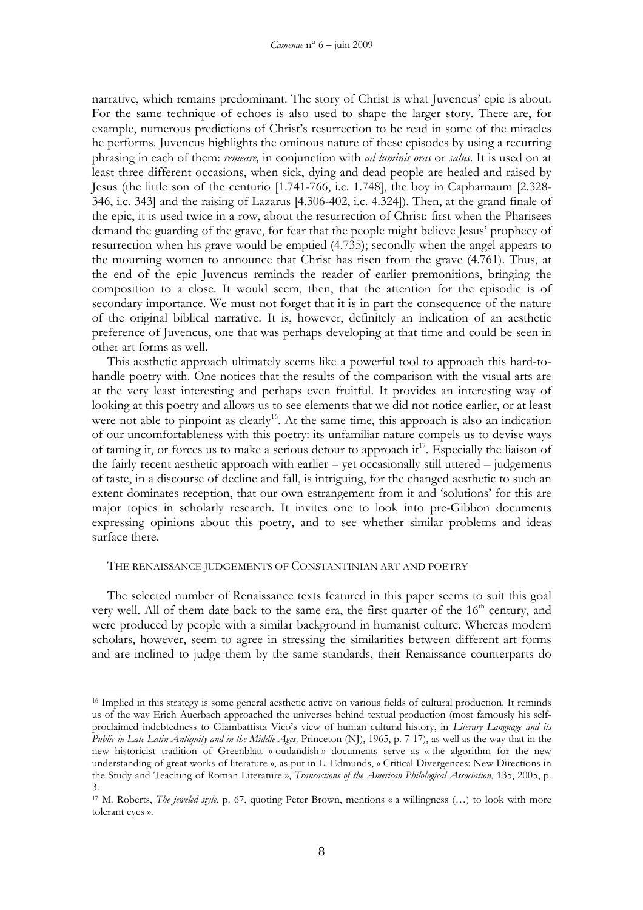narrative, which remains predominant. The story of Christ is what Juvencus' epic is about. For the same technique of echoes is also used to shape the larger story. There are, for example, numerous predictions of Christ's resurrection to be read in some of the miracles he performs. Juvencus highlights the ominous nature of these episodes by using a recurring phrasing in each of them: *remeare,* in conjunction with *ad luminis oras* or *salus*. It is used on at least three different occasions, when sick, dying and dead people are healed and raised by Jesus (the little son of the centurio [1.741-766, i.c. 1.748], the boy in Capharnaum [2.328-346, i.c. 343] and the raising of Lazarus [4.306-402, i.c. 4.324]). Then, at the grand finale of the epic, it is used twice in a row, about the resurrection of Christ: first when the Pharisees demand the guarding of the grave, for fear that the people might believe Jesus' prophecy of resurrection when his grave would be emptied (4.735); secondly when the angel appears to the mourning women to announce that Christ has risen from the grave (4.761). Thus, at the end of the epic Juvencus reminds the reader of earlier premonitions, bringing the composition to a close. It would seem, then, that the attention for the episodic is of secondary importance. We must not forget that it is in part the consequence of the nature of the original biblical narrative. It is, however, definitely an indication of an aesthetic preference of Juvencus, one that was perhaps developing at that time and could be seen in other art forms as well.

This aesthetic approach ultimately seems like a powerful tool to approach this hard-to-handle poetry with. One notices that the results of the comparison with the visual arts are at the very least interesting and perhaps even fruitful. It provides an interesting way of looking at this poetry and allows us to see elements that we did not notice earlier, or at least were not able to pinpoint as clearly[16]. At the same time, this approach is also an indication of our uncomfortableness with this poetry: its unfamiliar nature compels us to devise ways of taming it, or forces us to make a serious detour to approach it[17]. Especially the liaison of the fairly recent aesthetic approach with earlier – yet occasionally still uttered – judgements of taste, in a discourse of decline and fall, is intriguing, for the changed aesthetic to such an extent dominates reception, that our own estrangement from it and 'solutions' for this are major topics in scholarly research. It invites one to look into pre-Gibbon documents expressing opinions about this poetry, and to see whether similar problems and ideas surface there.

## THE RENAISSANCE JUDGEMENTS OF CONSTANTINIAN ART AND POETRY

The selected number of Renaissance texts featured in this paper seems to suit this goal very well. All of them date back to the same era, the first quarter of the 16th century, and were produced by people with a similar background in humanist culture. Whereas modern scholars, however, seem to agree in stressing the similarities between different art forms and are inclined to judge them by the same standards, their Renaissance counterparts do

---

[16] Implied in this strategy is some general aesthetic active on various fields of cultural production. It reminds us of the way Erich Auerbach approached the universes behind textual production (most famously his self-proclaimed indebtedness to Giambattista Vico's view of human cultural history, in *Literary Language and its Public in Late Latin Antiquity and in the Middle Ages,* Princeton (NJ), 1965, p. 7-17), as well as the way that in the new historicist tradition of Greenblatt « outlandish » documents serve as « the algorithm for the new understanding of great works of literature », as put in L. Edmunds, « Critical Divergences: New Directions in the Study and Teaching of Roman Literature », *Transactions of the American Philological Association*, 135, 2005, p. 3.

[17] M. Roberts, *The jeweled style*, p. 67, quoting Peter Brown, mentions « a willingness (…) to look with more tolerant eyes ».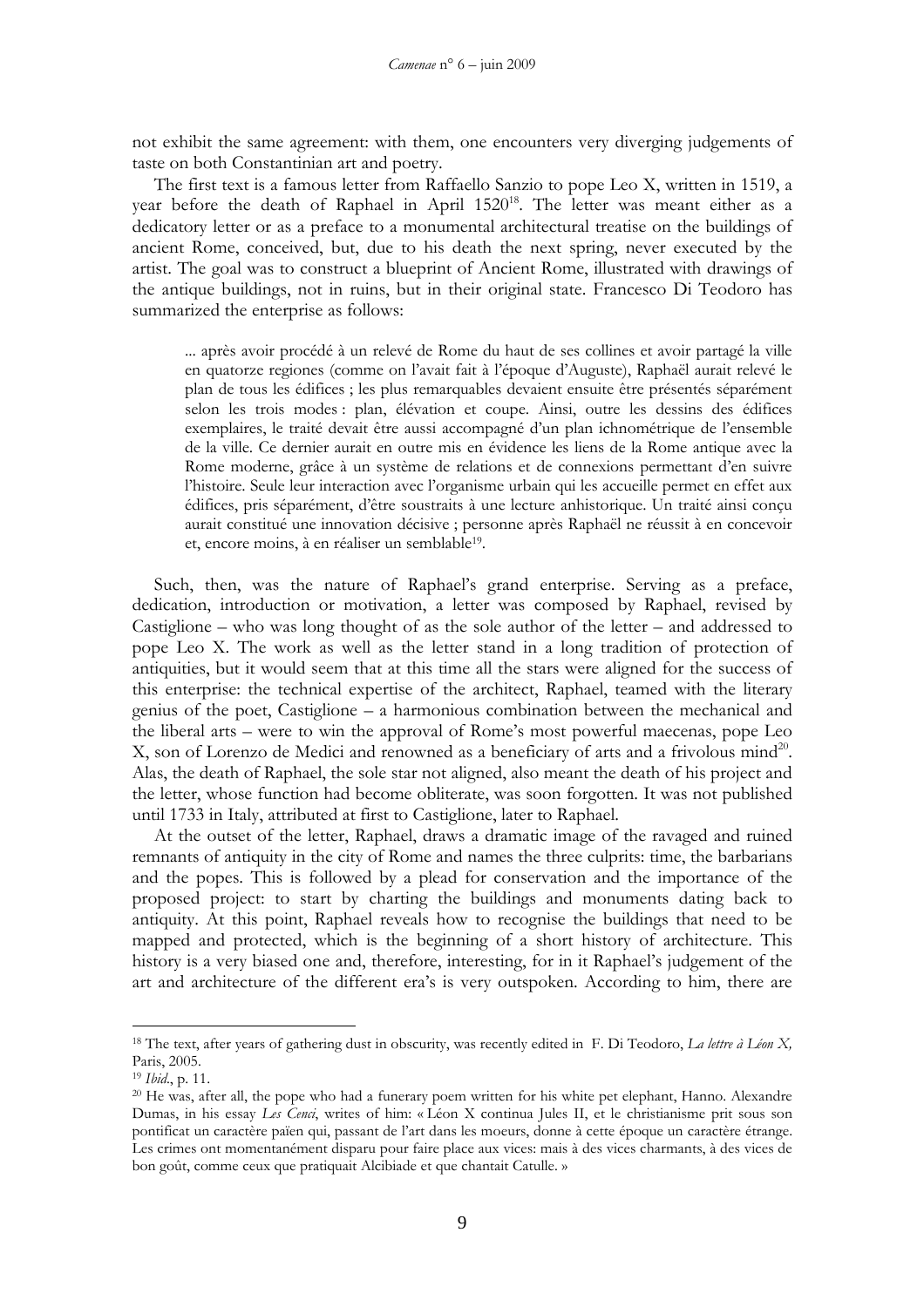not exhibit the same agreement: with them, one encounters very diverging judgements of taste on both Constantinian art and poetry.

The first text is a famous letter from Raffaello Sanzio to pope Leo X, written in 1519, a year before the death of Raphael in April 1520[18]. The letter was meant either as a dedicatory letter or as a preface to a monumental architectural treatise on the buildings of ancient Rome, conceived, but, due to his death the next spring, never executed by the artist. The goal was to construct a blueprint of Ancient Rome, illustrated with drawings of the antique buildings, not in ruins, but in their original state. Francesco Di Teodoro has summarized the enterprise as follows:

> ... après avoir procédé à un relevé de Rome du haut de ses collines et avoir partagé la ville en quatorze regiones (comme on l'avait fait à l'époque d'Auguste), Raphaël aurait relevé le plan de tous les édifices ; les plus remarquables devaient ensuite être présentés séparément selon les trois modes : plan, élévation et coupe. Ainsi, outre les dessins des édifices exemplaires, le traité devait être aussi accompagné d'un plan ichnométrique de l'ensemble de la ville. Ce dernier aurait en outre mis en évidence les liens de la Rome antique avec la Rome moderne, grâce à un système de relations et de connexions permettant d'en suivre l'histoire. Seule leur interaction avec l'organisme urbain qui les accueille permet en effet aux édifices, pris séparément, d'être soustraits à une lecture anhistorique. Un traité ainsi conçu aurait constitué une innovation décisive ; personne après Raphaël ne réussit à en concevoir et, encore moins, à en réaliser un semblable[19].

Such, then, was the nature of Raphael's grand enterprise. Serving as a preface, dedication, introduction or motivation, a letter was composed by Raphael, revised by Castiglione – who was long thought of as the sole author of the letter – and addressed to pope Leo X. The work as well as the letter stand in a long tradition of protection of antiquities, but it would seem that at this time all the stars were aligned for the success of this enterprise: the technical expertise of the architect, Raphael, teamed with the literary genius of the poet, Castiglione – a harmonious combination between the mechanical and the liberal arts – were to win the approval of Rome's most powerful maecenas, pope Leo X, son of Lorenzo de Medici and renowned as a beneficiary of arts and a frivolous mind[20]. Alas, the death of Raphael, the sole star not aligned, also meant the death of his project and the letter, whose function had become obliterate, was soon forgotten. It was not published until 1733 in Italy, attributed at first to Castiglione, later to Raphael.

At the outset of the letter, Raphael, draws a dramatic image of the ravaged and ruined remnants of antiquity in the city of Rome and names the three culprits: time, the barbarians and the popes. This is followed by a plead for conservation and the importance of the proposed project: to start by charting the buildings and monuments dating back to antiquity. At this point, Raphael reveals how to recognise the buildings that need to be mapped and protected, which is the beginning of a short history of architecture. This history is a very biased one and, therefore, interesting, for in it Raphael's judgement of the art and architecture of the different era's is very outspoken. According to him, there are

---

[18] The text, after years of gathering dust in obscurity, was recently edited in F. Di Teodoro, *La lettre à Léon X,* Paris, 2005.

[19] *Ibid*., p. 11.

[20] He was, after all, the pope who had a funerary poem written for his white pet elephant, Hanno. Alexandre Dumas, in his essay *Les Cenci*, writes of him: « Léon X continua Jules II, et le christianisme prit sous son pontificat un caractère païen qui, passant de l'art dans les moeurs, donne à cette époque un caractère étrange. Les crimes ont momentanément disparu pour faire place aux vices: mais à des vices charmants, à des vices de bon goût, comme ceux que pratiquait Alcibiade et que chantait Catulle. »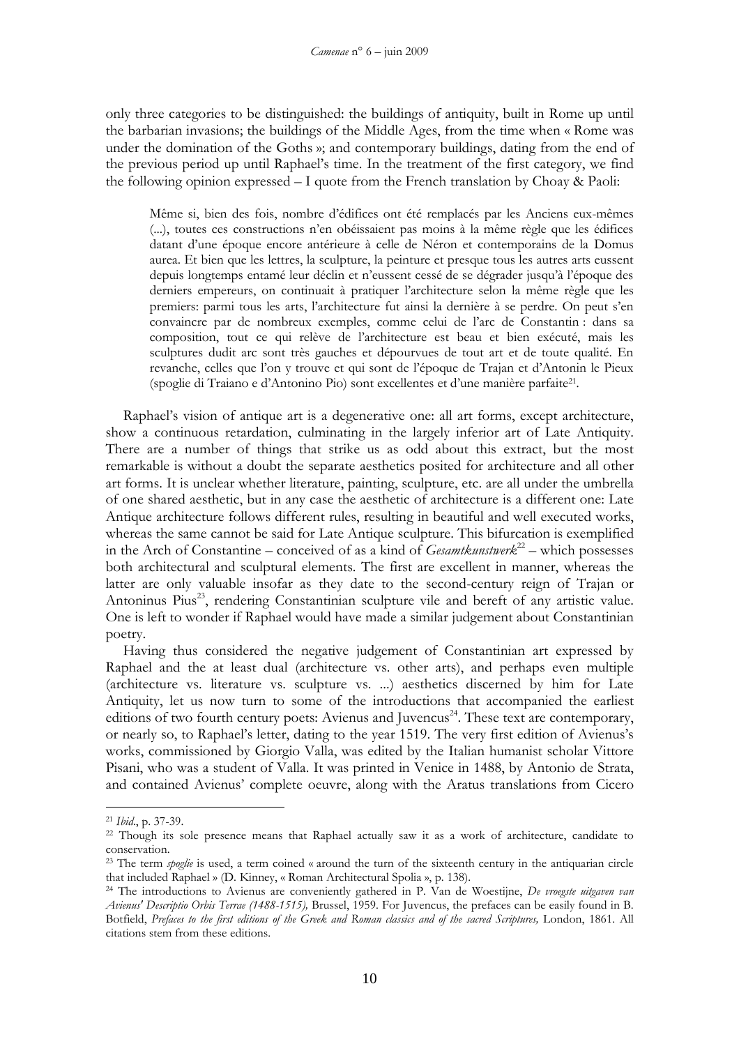only three categories to be distinguished: the buildings of antiquity, built in Rome up until the barbarian invasions; the buildings of the Middle Ages, from the time when « Rome was under the domination of the Goths »; and contemporary buildings, dating from the end of the previous period up until Raphael's time. In the treatment of the first category, we find the following opinion expressed – I quote from the French translation by Choay & Paoli:

> Même si, bien des fois, nombre d'édifices ont été remplacés par les Anciens eux-mêmes (...), toutes ces constructions n'en obéissaient pas moins à la même règle que les édifices datant d'une époque encore antérieure à celle de Néron et contemporains de la Domus aurea. Et bien que les lettres, la sculpture, la peinture et presque tous les autres arts eussent depuis longtemps entamé leur déclin et n'eussent cessé de se dégrader jusqu'à l'époque des derniers empereurs, on continuait à pratiquer l'architecture selon la même règle que les premiers: parmi tous les arts, l'architecture fut ainsi la dernière à se perdre. On peut s'en convaincre par de nombreux exemples, comme celui de l'arc de Constantin : dans sa composition, tout ce qui relève de l'architecture est beau et bien exécuté, mais les sculptures dudit arc sont très gauches et dépourvues de tout art et de toute qualité. En revanche, celles que l'on y trouve et qui sont de l'époque de Trajan et d'Antonin le Pieux (spoglie di Traiano e d'Antonino Pio) sont excellentes et d'une manière parfaite[21].

Raphael's vision of antique art is a degenerative one: all art forms, except architecture, show a continuous retardation, culminating in the largely inferior art of Late Antiquity. There are a number of things that strike us as odd about this extract, but the most remarkable is without a doubt the separate aesthetics posited for architecture and all other art forms. It is unclear whether literature, painting, sculpture, etc. are all under the umbrella of one shared aesthetic, but in any case the aesthetic of architecture is a different one: Late Antique architecture follows different rules, resulting in beautiful and well executed works, whereas the same cannot be said for Late Antique sculpture. This bifurcation is exemplified in the Arch of Constantine – conceived of as a kind of *Gesamtkunstwerk*[22] – which possesses both architectural and sculptural elements. The first are excellent in manner, whereas the latter are only valuable insofar as they date to the second-century reign of Trajan or Antoninus Pius[23], rendering Constantinian sculpture vile and bereft of any artistic value. One is left to wonder if Raphael would have made a similar judgement about Constantinian poetry.

Having thus considered the negative judgement of Constantinian art expressed by Raphael and the at least dual (architecture vs. other arts), and perhaps even multiple (architecture vs. literature vs. sculpture vs. ...) aesthetics discerned by him for Late Antiquity, let us now turn to some of the introductions that accompanied the earliest editions of two fourth century poets: Avienus and Juvencus[24]. These text are contemporary, or nearly so, to Raphael's letter, dating to the year 1519. The very first edition of Avienus's works, commissioned by Giorgio Valla, was edited by the Italian humanist scholar Vittore Pisani, who was a student of Valla. It was printed in Venice in 1488, by Antonio de Strata, and contained Avienus' complete oeuvre, along with the Aratus translations from Cicero

---

[21] *Ibid*., p. 37-39.

[22] Though its sole presence means that Raphael actually saw it as a work of architecture, candidate to conservation.

[23] The term *spoglie* is used, a term coined « around the turn of the sixteenth century in the antiquarian circle that included Raphael » (D. Kinney, « Roman Architectural Spolia », p. 138).

[24] The introductions to Avienus are conveniently gathered in P. Van de Woestijne, *De vroegste uitgaven van Avienus' Descriptio Orbis Terrae (1488-1515),* Brussel, 1959. For Juvencus, the prefaces can be easily found in B. Botfield, *Prefaces to the first editions of the Greek and Roman classics and of the sacred Scriptures,* London, 1861. All citations stem from these editions.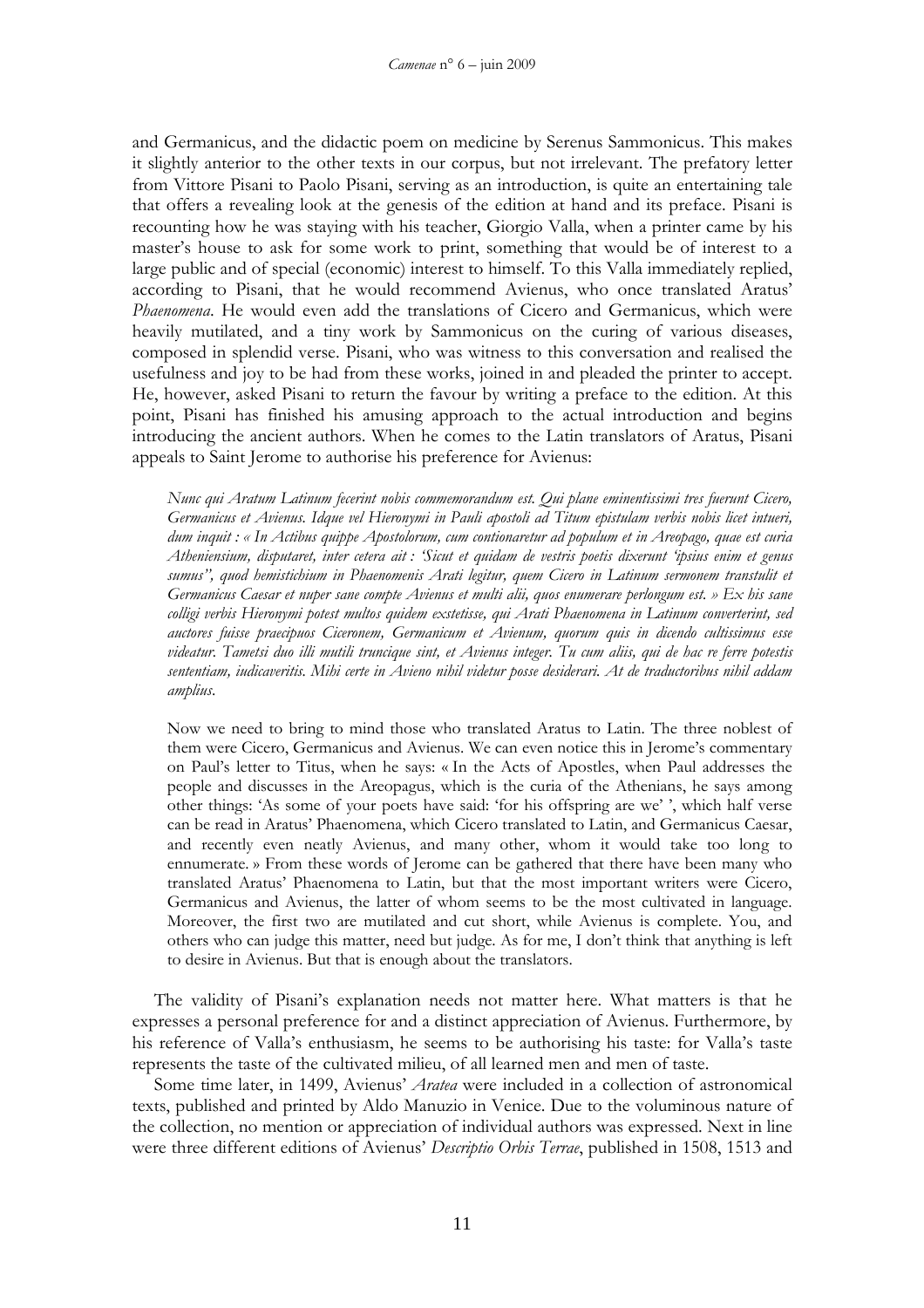and Germanicus, and the didactic poem on medicine by Serenus Sammonicus. This makes it slightly anterior to the other texts in our corpus, but not irrelevant. The prefatory letter from Vittore Pisani to Paolo Pisani, serving as an introduction, is quite an entertaining tale that offers a revealing look at the genesis of the edition at hand and its preface. Pisani is recounting how he was staying with his teacher, Giorgio Valla, when a printer came by his master's house to ask for some work to print, something that would be of interest to a large public and of special (economic) interest to himself. To this Valla immediately replied, according to Pisani, that he would recommend Avienus, who once translated Aratus' *Phaenomena*. He would even add the translations of Cicero and Germanicus, which were heavily mutilated, and a tiny work by Sammonicus on the curing of various diseases, composed in splendid verse. Pisani, who was witness to this conversation and realised the usefulness and joy to be had from these works, joined in and pleaded the printer to accept. He, however, asked Pisani to return the favour by writing a preface to the edition. At this point, Pisani has finished his amusing approach to the actual introduction and begins introducing the ancient authors. When he comes to the Latin translators of Aratus, Pisani appeals to Saint Jerome to authorise his preference for Avienus:

> *Nunc qui Aratum Latinum fecerint nobis commemorandum est. Qui plane eminentissimi tres fuerunt Cicero, Germanicus et Avienus. Idque vel Hieronymi in Pauli apostoli ad Titum epistulam verbis nobis licet intueri, dum inquit : « In Actibus quippe Apostolorum, cum contionaretur ad populum et in Areopago, quae est curia Atheniensium, disputaret, inter cetera ait : 'Sicut et quidam de vestris poetis dixerunt "ipsius enim et genus sumus", quod hemistichium in Phaenomenis Arati legitur, quem Cicero in Latinum sermonem transtulit et Germanicus Caesar et nuper sane compte Avienus et multi alii, quos enumerare perlongum est. » Ex his sane colligi verbis Hieronymi potest multos quidem exstetisse, qui Arati Phaenomena in Latinum converterint, sed auctores fuisse praecipuos Ciceronem, Germanicum et Avienum, quorum quis in dicendo cultissimus esse videatur. Tametsi duo illi mutili truncique sint, et Avienus integer. Tu cum aliis, qui de hac re ferre potestis sententiam, iudicaveritis. Mihi certe in Avieno nihil videtur posse desiderari. At de traductoribus nihil addam amplius.*
>
> Now we need to bring to mind those who translated Aratus to Latin. The three noblest of them were Cicero, Germanicus and Avienus. We can even notice this in Jerome's commentary on Paul's letter to Titus, when he says: « In the Acts of Apostles, when Paul addresses the people and discusses in the Areopagus, which is the curia of the Athenians, he says among other things: 'As some of your poets have said: 'for his offspring are we' ', which half verse can be read in Aratus' Phaenomena, which Cicero translated to Latin, and Germanicus Caesar, and recently even neatly Avienus, and many other, whom it would take too long to ennumerate. » From these words of Jerome can be gathered that there have been many who translated Aratus' Phaenomena to Latin, but that the most important writers were Cicero, Germanicus and Avienus, the latter of whom seems to be the most cultivated in language. Moreover, the first two are mutilated and cut short, while Avienus is complete. You, and others who can judge this matter, need but judge. As for me, I don't think that anything is left to desire in Avienus. But that is enough about the translators.

The validity of Pisani's explanation needs not matter here. What matters is that he expresses a personal preference for and a distinct appreciation of Avienus. Furthermore, by his reference of Valla's enthusiasm, he seems to be authorising his taste: for Valla's taste represents the taste of the cultivated milieu, of all learned men and men of taste.

Some time later, in 1499, Avienus' *Aratea* were included in a collection of astronomical texts, published and printed by Aldo Manuzio in Venice. Due to the voluminous nature of the collection, no mention or appreciation of individual authors was expressed. Next in line were three different editions of Avienus' *Descriptio Orbis Terrae*, published in 1508, 1513 and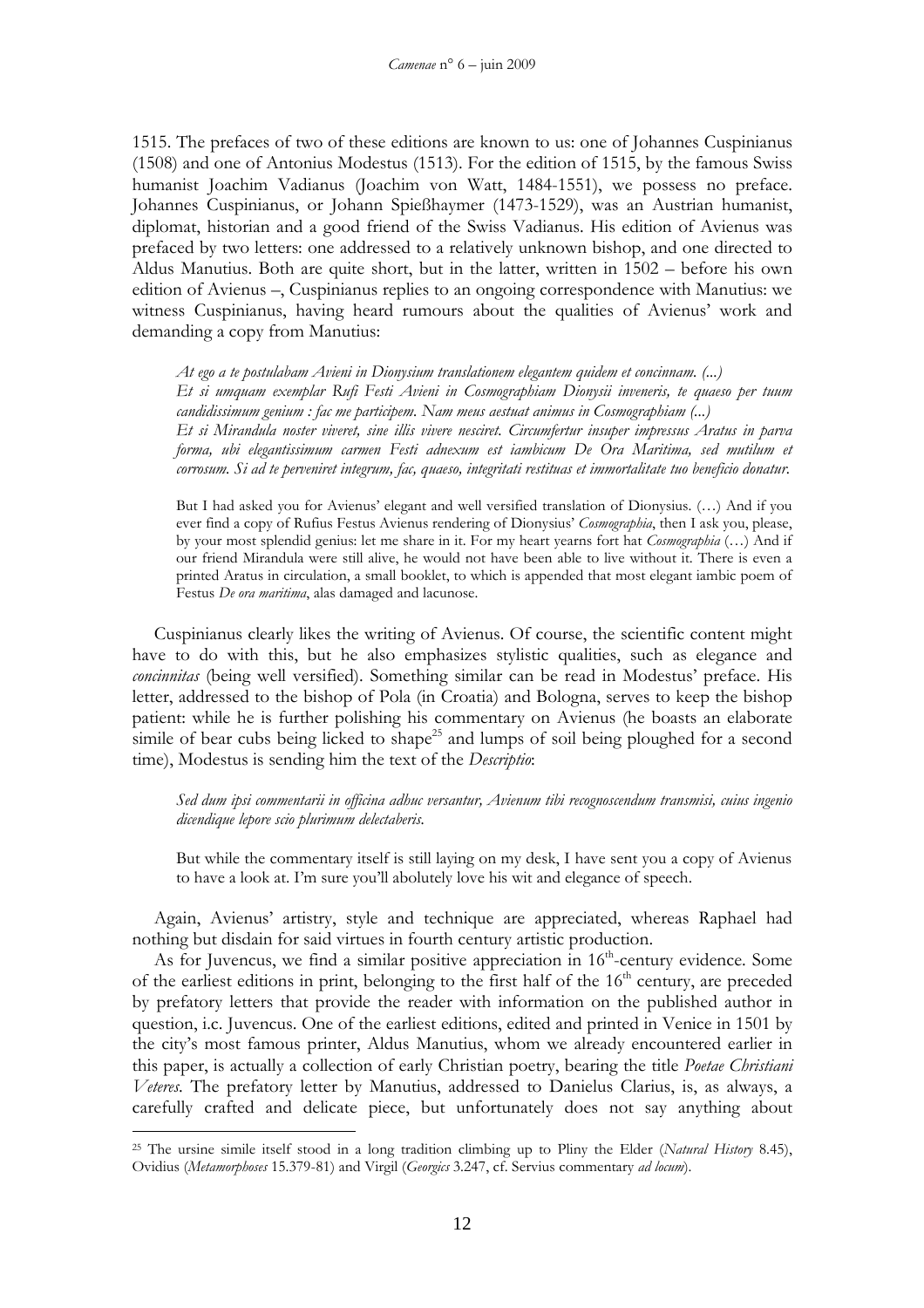1515. The prefaces of two of these editions are known to us: one of Johannes Cuspinianus (1508) and one of Antonius Modestus (1513). For the edition of 1515, by the famous Swiss humanist Joachim Vadianus (Joachim von Watt, 1484-1551), we possess no preface. Johannes Cuspinianus, or Johann Spießhaymer (1473-1529), was an Austrian humanist, diplomat, historian and a good friend of the Swiss Vadianus. His edition of Avienus was prefaced by two letters: one addressed to a relatively unknown bishop, and one directed to Aldus Manutius. Both are quite short, but in the latter, written in 1502 – before his own edition of Avienus –, Cuspinianus replies to an ongoing correspondence with Manutius: we witness Cuspinianus, having heard rumours about the qualities of Avienus' work and demanding a copy from Manutius:

> *At ego a te postulabam Avieni in Dionysium translationem elegantem quidem et concinnam. (...)*
> *Et si umquam exemplar Rufi Festi Avieni in Cosmographiam Dionysii inveneris, te quaeso per tuum candidissimum genium : fac me participem. Nam meus aestuat animus in Cosmographiam (...)*
> *Et si Mirandula noster viveret, sine illis vivere nesciret. Circumfertur insuper impressus Aratus in parva forma, ubi elegantissimum carmen Festi adnexum est iambicum De Ora Maritima, sed mutilum et corrosum. Si ad te perveniret integrum, fac, quaeso, integritati restituas et immortalitate tuo beneficio donatur.*
>
> But I had asked you for Avienus' elegant and well versified translation of Dionysius. (…) And if you ever find a copy of Rufius Festus Avienus rendering of Dionysius' *Cosmographia*, then I ask you, please, by your most splendid genius: let me share in it. For my heart yearns fort hat *Cosmographia* (…) And if our friend Mirandula were still alive, he would not have been able to live without it. There is even a printed Aratus in circulation, a small booklet, to which is appended that most elegant iambic poem of Festus *De ora maritima*, alas damaged and lacunose.

Cuspinianus clearly likes the writing of Avienus. Of course, the scientific content might have to do with this, but he also emphasizes stylistic qualities, such as elegance and *concinnitas* (being well versified). Something similar can be read in Modestus' preface. His letter, addressed to the bishop of Pola (in Croatia) and Bologna, serves to keep the bishop patient: while he is further polishing his commentary on Avienus (he boasts an elaborate simile of bear cubs being licked to shape[25] and lumps of soil being ploughed for a second time), Modestus is sending him the text of the *Descriptio*:

> *Sed dum ipsi commentarii in officina adhuc versantur, Avienum tibi recognoscendum transmisi, cuius ingenio dicendique lepore scio plurimum delectaberis.*
>
> But while the commentary itself is still laying on my desk, I have sent you a copy of Avienus to have a look at. I'm sure you'll abolutely love his wit and elegance of speech.

Again, Avienus' artistry, style and technique are appreciated, whereas Raphael had nothing but disdain for said virtues in fourth century artistic production.

As for Juvencus, we find a similar positive appreciation in 16th-century evidence. Some of the earliest editions in print, belonging to the first half of the 16th century, are preceded by prefatory letters that provide the reader with information on the published author in question, i.e. Juvencus. One of the earliest editions, edited and printed in Venice in 1501 by the city's most famous printer, Aldus Manutius, whom we already encountered earlier in this paper, is actually a collection of early Christian poetry, bearing the title *Poetae Christiani Veteres*. The prefatory letter by Manutius, addressed to Danielus Clarius, is, as always, a carefully crafted and delicate piece, but unfortunately does not say anything about

---

[25] The ursine simile itself stood in a long tradition climbing up to Pliny the Elder (*Natural History* 8.45), Ovidius (*Metamorphoses* 15.379-81) and Virgil (*Georgics* 3.247, cf. Servius commentary *ad locum*).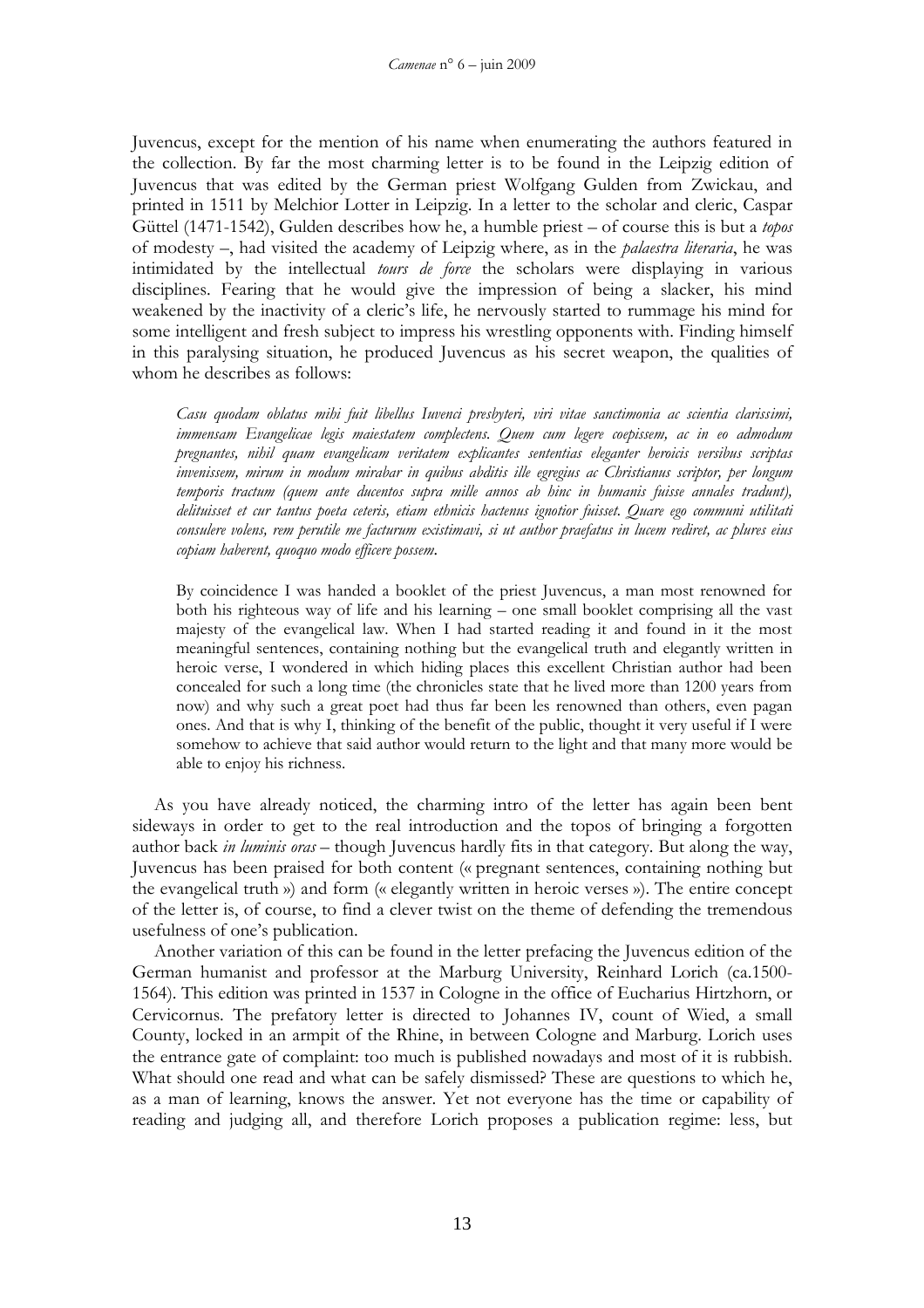Juvencus, except for the mention of his name when enumerating the authors featured in the collection. By far the most charming letter is to be found in the Leipzig edition of Juvencus that was edited by the German priest Wolfgang Gulden from Zwickau, and printed in 1511 by Melchior Lotter in Leipzig. In a letter to the scholar and cleric, Caspar Güttel (1471-1542), Gulden describes how he, a humble priest – of course this is but a *topos* of modesty –, had visited the academy of Leipzig where, as in the *palaestra literaria*, he was intimidated by the intellectual *tours de force* the scholars were displaying in various disciplines. Fearing that he would give the impression of being a slacker, his mind weakened by the inactivity of a cleric's life, he nervously started to rummage his mind for some intelligent and fresh subject to impress his wrestling opponents with. Finding himself in this paralysing situation, he produced Juvencus as his secret weapon, the qualities of whom he describes as follows:

> *Casu quodam oblatus mihi fuit libellus Iuvenci presbyteri, viri vitae sanctimonia ac scientia clarissimi, immensam Evangelicae legis maiestatem complectens. Quem cum legere coepissem, ac in eo admodum pregnantes, nihil quam evangelicam veritatem explicantes sententias eleganter heroicis versibus scriptas invenissem, mirum in modum mirabar in quibus abditis ille egregius ac Christianus scriptor, per longum temporis tractum (quem ante ducentos supra mille annos ab hinc in humanis fuisse annales tradunt), delituisset et cur tantus poeta ceteris, etiam ethnicis hactenus ignotior fuisset. Quare ego communi utilitati consulere volens, rem perutile me facturum existimavi, si ut author praefatus in lucem rediret, ac plures eius copiam haberent, quoquo modo efficere possem.*
>
> By coincidence I was handed a booklet of the priest Juvencus, a man most renowned for both his righteous way of life and his learning – one small booklet comprising all the vast majesty of the evangelical law. When I had started reading it and found in it the most meaningful sentences, containing nothing but the evangelical truth and elegantly written in heroic verse, I wondered in which hiding places this excellent Christian author had been concealed for such a long time (the chronicles state that he lived more than 1200 years from now) and why such a great poet had thus far been les renowned than others, even pagan ones. And that is why I, thinking of the benefit of the public, thought it very useful if I were somehow to achieve that said author would return to the light and that many more would be able to enjoy his richness.

As you have already noticed, the charming intro of the letter has again been bent sideways in order to get to the real introduction and the topos of bringing a forgotten author back *in luminis oras* – though Juvencus hardly fits in that category. But along the way, Juvencus has been praised for both content (« pregnant sentences, containing nothing but the evangelical truth ») and form (« elegantly written in heroic verses »). The entire concept of the letter is, of course, to find a clever twist on the theme of defending the tremendous usefulness of one's publication.

Another variation of this can be found in the letter prefacing the Juvencus edition of the German humanist and professor at the Marburg University, Reinhard Lorich (ca.1500-1564). This edition was printed in 1537 in Cologne in the office of Eucharius Hirtzhorn, or Cervicornus. The prefatory letter is directed to Johannes IV, count of Wied, a small County, locked in an armpit of the Rhine, in between Cologne and Marburg. Lorich uses the entrance gate of complaint: too much is published nowadays and most of it is rubbish. What should one read and what can be safely dismissed? These are questions to which he, as a man of learning, knows the answer. Yet not everyone has the time or capability of reading and judging all, and therefore Lorich proposes a publication regime: less, but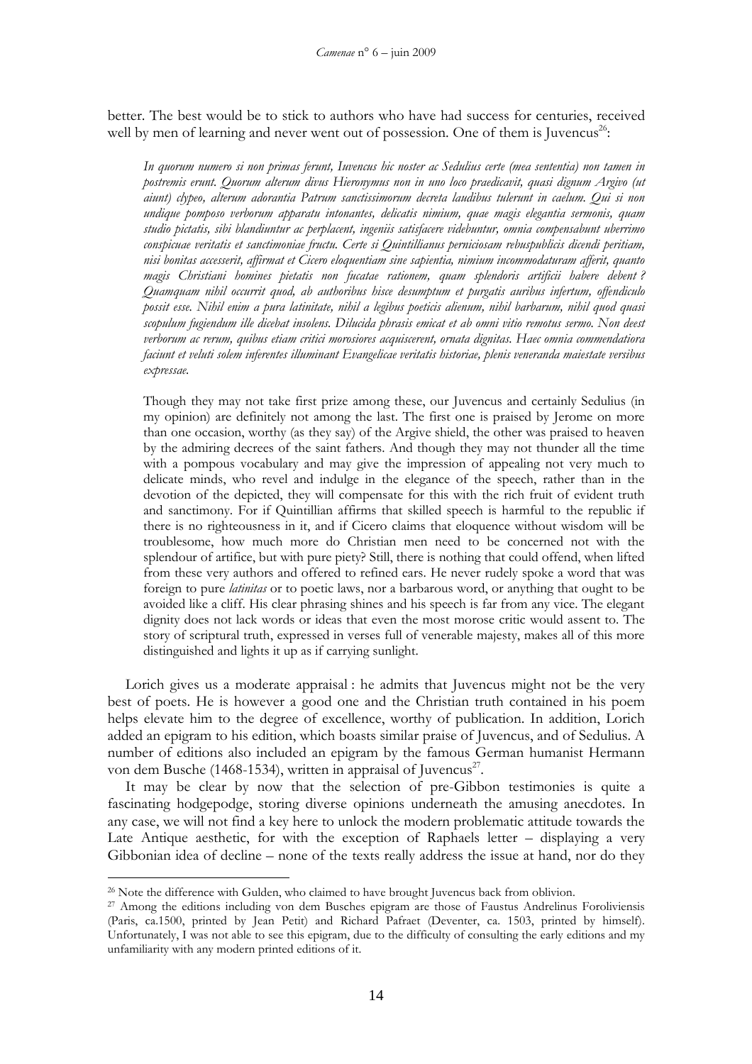better. The best would be to stick to authors who have had success for centuries, received well by men of learning and never went out of possession. One of them is Juvencus[26]:

> *In quorum numero si non primas ferunt, Iuvencus hic noster ac Sedulius certe (mea sententia) non tamen in postremis erunt. Quorum alterum divus Hieronymus non in uno loco praedicavit, quasi dignum Argivo (ut aiunt) clypeo, alterum adorantia Patrum sanctissimorum decreta laudibus tulerunt in caelum. Qui si non undique pomposo verborum apparatu intonantes, delicatis nimium, quae magis elegantia sermonis, quam studio pictatis, sibi blandiuntur ac perplacent, ingeniis satisfacere videbuntur, omnia compensabunt uberrimo conspicuae veritatis et sanctimoniae fructu. Certe si Quintillianus perniciosam rebuspublicis dicendi peritiam, nisi bonitas accesserit, affirmat et Cicero eloquentiam sine sapientia, nimium incommodaturam afferit, quanto magis Christiani homines pietatis non fucatae rationem, quam splendoris artificii habere debent ? Quamquam nihil occurrit quod, ab authoribus hisce desumptum et purgatis auribus infertum, offendiculo possit esse. Nihil enim a pura latinitate, nihil a legibus poeticis alienum, nihil barbarum, nihil quod quasi scopulum fugiendum ille dicebat insolens. Dilucida phrasis emicat et ab omni vitio remotus sermo. Non deest verborum ac rerum, quibus etiam critici morosiores acquiscerent, ornata dignitas. Haec omnia commendatiora faciunt et veluti solem inferentes illuminant Evangelicae veritatis historiae, plenis veneranda maiestate versibus expressae.*
>
> Though they may not take first prize among these, our Juvencus and certainly Sedulius (in my opinion) are definitely not among the last. The first one is praised by Jerome on more than one occasion, worthy (as they say) of the Argive shield, the other was praised to heaven by the admiring decrees of the saint fathers. And though they may not thunder all the time with a pompous vocabulary and may give the impression of appealing not very much to delicate minds, who revel and indulge in the elegance of the speech, rather than in the devotion of the depicted, they will compensate for this with the rich fruit of evident truth and sanctimony. For if Quintillian affirms that skilled speech is harmful to the republic if there is no righteousness in it, and if Cicero claims that eloquence without wisdom will be troublesome, how much more do Christian men need to be concerned not with the splendour of artifice, but with pure piety? Still, there is nothing that could offend, when lifted from these very authors and offered to refined ears. He never rudely spoke a word that was foreign to pure *latinitas* or to poetic laws, nor a barbarous word, or anything that ought to be avoided like a cliff. His clear phrasing shines and his speech is far from any vice. The elegant dignity does not lack words or ideas that even the most morose critic would assent to. The story of scriptural truth, expressed in verses full of venerable majesty, makes all of this more distinguished and lights it up as if carrying sunlight.

Lorich gives us a moderate appraisal : he admits that Juvencus might not be the very best of poets. He is however a good one and the Christian truth contained in his poem helps elevate him to the degree of excellence, worthy of publication. In addition, Lorich added an epigram to his edition, which boasts similar praise of Juvencus, and of Sedulius. A number of editions also included an epigram by the famous German humanist Hermann von dem Busche (1468-1534), written in appraisal of Juvencus[27].

It may be clear by now that the selection of pre-Gibbon testimonies is quite a fascinating hodgepodge, storing diverse opinions underneath the amusing anecdotes. In any case, we will not find a key here to unlock the modern problematic attitude towards the Late Antique aesthetic, for with the exception of Raphaels letter – displaying a very Gibbonian idea of decline – none of the texts really address the issue at hand, nor do they

---

[26] Note the difference with Gulden, who claimed to have brought Juvencus back from oblivion.

[27] Among the editions including von dem Busches epigram are those of Faustus Andrelinus Foroliviensis (Paris, ca.1500, printed by Jean Petit) and Richard Pafraet (Deventer, ca. 1503, printed by himself). Unfortunately, I was not able to see this epigram, due to the difficulty of consulting the early editions and my unfamiliarity with any modern printed editions of it.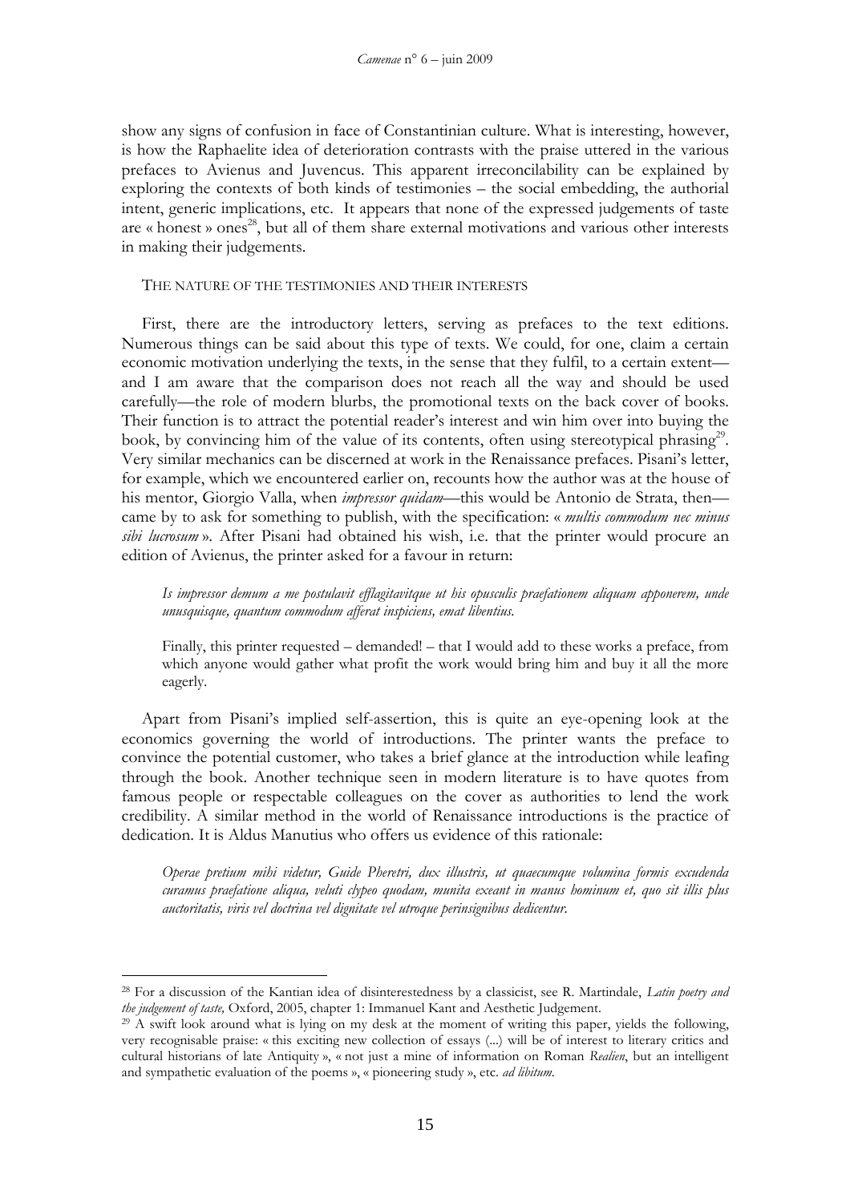show any signs of confusion in face of Constantinian culture. What is interesting, however, is how the Raphaelite idea of deterioration contrasts with the praise uttered in the various prefaces to Avienus and Juvencus. This apparent irreconcilability can be explained by exploring the contexts of both kinds of testimonies – the social embedding, the authorial intent, generic implications, etc. It appears that none of the expressed judgements of taste are « honest » ones[28], but all of them share external motivations and various other interests in making their judgements.

## THE NATURE OF THE TESTIMONIES AND THEIR INTERESTS

First, there are the introductory letters, serving as prefaces to the text editions. Numerous things can be said about this type of texts. We could, for one, claim a certain economic motivation underlying the texts, in the sense that they fulfil, to a certain extent—and I am aware that the comparison does not reach all the way and should be used carefully—the role of modern blurbs, the promotional texts on the back cover of books. Their function is to attract the potential reader's interest and win him over into buying the book, by convincing him of the value of its contents, often using stereotypical phrasing[29]. Very similar mechanics can be discerned at work in the Renaissance prefaces. Pisani's letter, for example, which we encountered earlier on, recounts how the author was at the house of his mentor, Giorgio Valla, when *impressor quidam*—this would be Antonio de Strata, then—came by to ask for something to publish, with the specification: « *multis commodum nec minus sibi lucrosum* ». After Pisani had obtained his wish, i.e. that the printer would procure an edition of Avienus, the printer asked for a favour in return:

> *Is impressor demum a me postulavit efflagitavitque ut his opusculis praefationem aliquam apponerem, unde unusquisque, quantum commodum afferat inspiciens, emat libentius.*
>
> Finally, this printer requested – demanded! – that I would add to these works a preface, from which anyone would gather what profit the work would bring him and buy it all the more eagerly.

Apart from Pisani's implied self-assertion, this is quite an eye-opening look at the economics governing the world of introductions. The printer wants the preface to convince the potential customer, who takes a brief glance at the introduction while leafing through the book. Another technique seen in modern literature is to have quotes from famous people or respectable colleagues on the cover as authorities to lend the work credibility. A similar method in the world of Renaissance introductions is the practice of dedication. It is Aldus Manutius who offers us evidence of this rationale:

> *Operae pretium mihi videtur, Guide Pheretri, dux illustris, ut quaecumque volumina formis excudenda curamus praefatione aliqua, veluti clypeo quodam, munita exeant in manus hominum et, quo sit illis plus auctoritatis, viris vel doctrina vel dignitate vel utroque perinsignibus dedicentur.*

---

[28] For a discussion of the Kantian idea of disinterestedness by a classicist, see R. Martindale, *Latin poetry and the judgement of taste,* Oxford, 2005, chapter 1: Immanuel Kant and Aesthetic Judgement.

[29] A swift look around what is lying on my desk at the moment of writing this paper, yields the following, very recognisable praise: « this exciting new collection of essays (...) will be of interest to literary critics and cultural historians of late Antiquity », « not just a mine of information on Roman *Realien*, but an intelligent and sympathetic evaluation of the poems », « pioneering study », etc. *ad libitum*.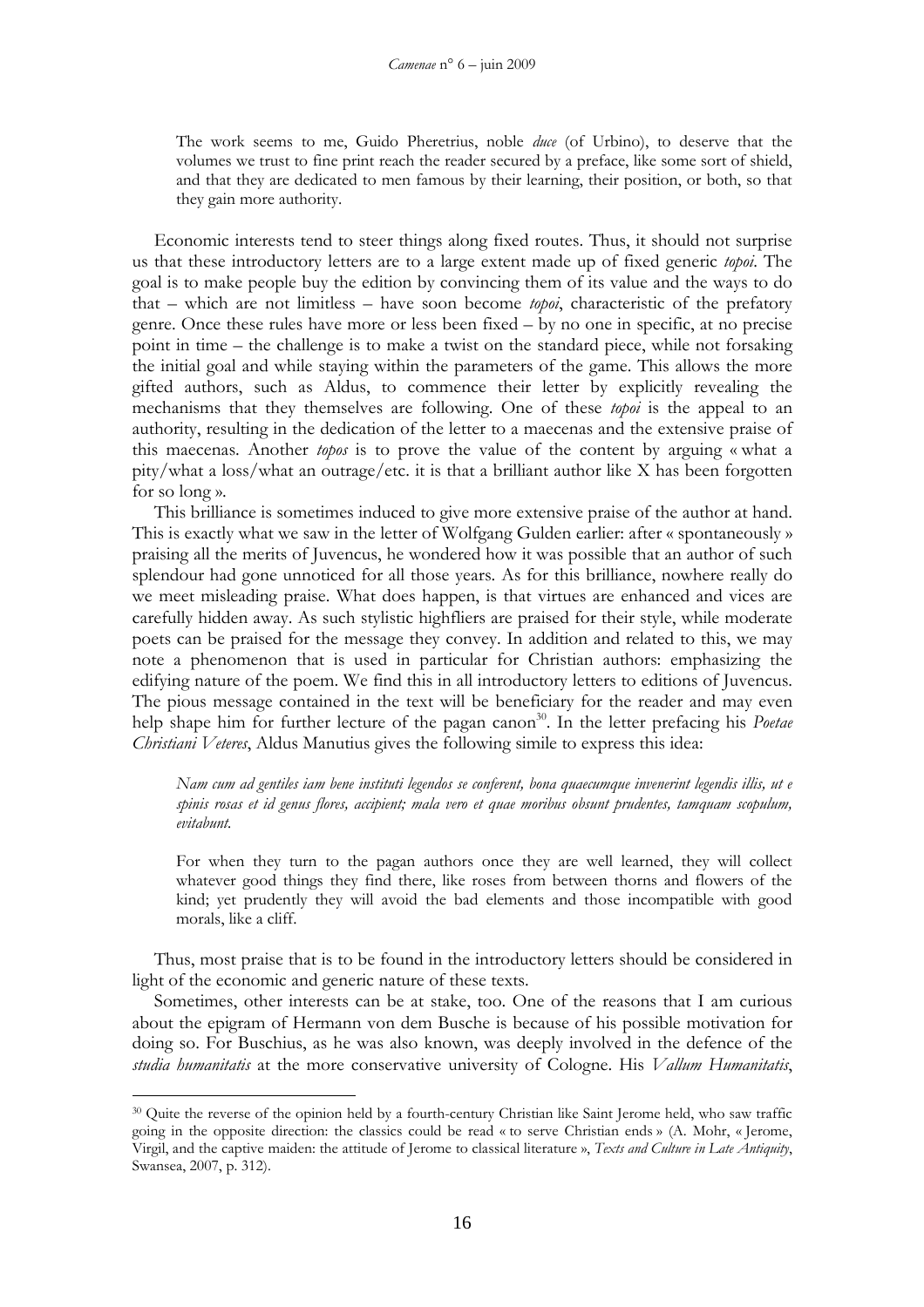> The work seems to me, Guido Pheretrius, noble *duce* (of Urbino), to deserve that the volumes we trust to fine print reach the reader secured by a preface, like some sort of shield, and that they are dedicated to men famous by their learning, their position, or both, so that they gain more authority.

Economic interests tend to steer things along fixed routes. Thus, it should not surprise us that these introductory letters are to a large extent made up of fixed generic *topoi*. The goal is to make people buy the edition by convincing them of its value and the ways to do that – which are not limitless – have soon become *topoi*, characteristic of the prefatory genre. Once these rules have more or less been fixed – by no one in specific, at no precise point in time – the challenge is to make a twist on the standard piece, while not forsaking the initial goal and while staying within the parameters of the game. This allows the more gifted authors, such as Aldus, to commence their letter by explicitly revealing the mechanisms that they themselves are following. One of these *topoi* is the appeal to an authority, resulting in the dedication of the letter to a maecenas and the extensive praise of this maecenas. Another *topos* is to prove the value of the content by arguing « what a pity/what a loss/what an outrage/etc. it is that a brilliant author like X has been forgotten for so long ».

This brilliance is sometimes induced to give more extensive praise of the author at hand. This is exactly what we saw in the letter of Wolfgang Gulden earlier: after « spontaneously » praising all the merits of Juvencus, he wondered how it was possible that an author of such splendour had gone unnoticed for all those years. As for this brilliance, nowhere really do we meet misleading praise. What does happen, is that virtues are enhanced and vices are carefully hidden away. As such stylistic highfliers are praised for their style, while moderate poets can be praised for the message they convey. In addition and related to this, we may note a phenomenon that is used in particular for Christian authors: emphasizing the edifying nature of the poem. We find this in all introductory letters to editions of Juvencus. The pious message contained in the text will be beneficiary for the reader and may even help shape him for further lecture of the pagan canon[30]. In the letter prefacing his *Poetae Christiani Veteres*, Aldus Manutius gives the following simile to express this idea:

> *Nam cum ad gentiles iam bene instituti legendos se conferent, bona quaecumque invenerint legendis illis, ut e spinis rosas et id genus flores, accipient; mala vero et quae moribus obsunt prudentes, tamquam scopulum, evitabunt.*
>
> For when they turn to the pagan authors once they are well learned, they will collect whatever good things they find there, like roses from between thorns and flowers of the kind; yet prudently they will avoid the bad elements and those incompatible with good morals, like a cliff.

Thus, most praise that is to be found in the introductory letters should be considered in light of the economic and generic nature of these texts.

Sometimes, other interests can be at stake, too. One of the reasons that I am curious about the epigram of Hermann von dem Busche is because of his possible motivation for doing so. For Buschius, as he was also known, was deeply involved in the defence of the *studia humanitatis* at the more conservative university of Cologne. His *Vallum Humanitatis*,

---

[30] Quite the reverse of the opinion held by a fourth-century Christian like Saint Jerome held, who saw traffic going in the opposite direction: the classics could be read « to serve Christian ends » (A. Mohr, « Jerome, Virgil, and the captive maiden: the attitude of Jerome to classical literature », *Texts and Culture in Late Antiquity*, Swansea, 2007, p. 312).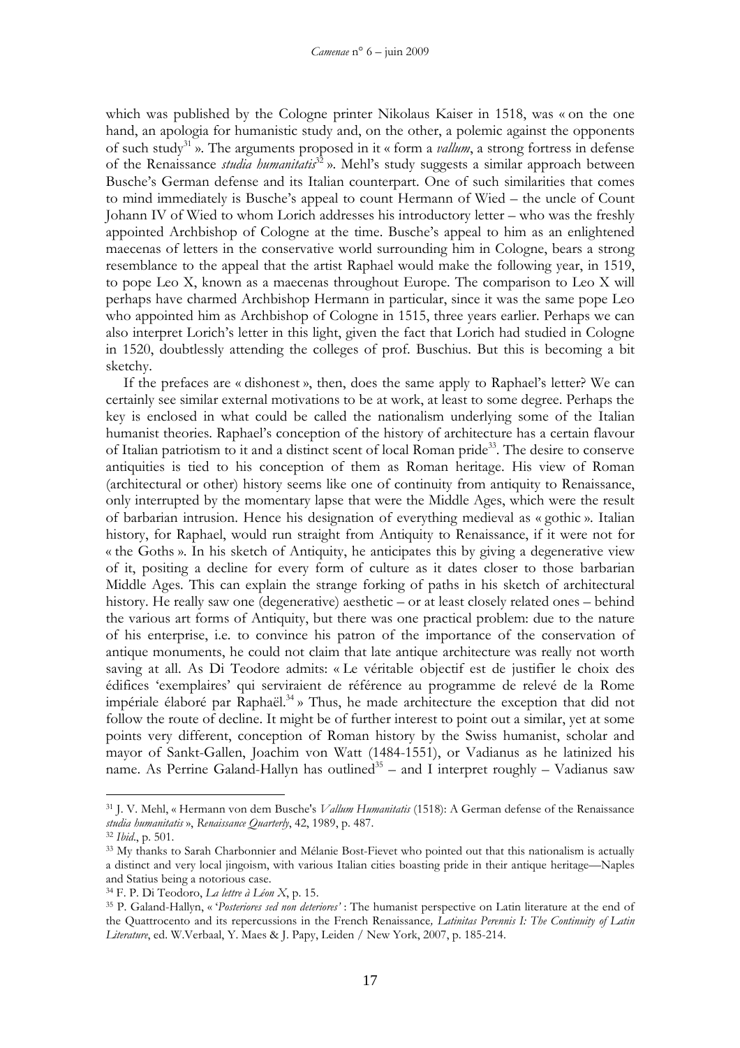which was published by the Cologne printer Nikolaus Kaiser in 1518, was « on the one hand, an apologia for humanistic study and, on the other, a polemic against the opponents of such study[31] ». The arguments proposed in it « form a *vallum*, a strong fortress in defense of the Renaissance *studia humanitatis*[32] ». Mehl's study suggests a similar approach between Busche's German defense and its Italian counterpart. One of such similarities that comes to mind immediately is Busche's appeal to count Hermann of Wied – the uncle of Count Johann IV of Wied to whom Lorich addresses his introductory letter – who was the freshly appointed Archbishop of Cologne at the time. Busche's appeal to him as an enlightened maecenas of letters in the conservative world surrounding him in Cologne, bears a strong resemblance to the appeal that the artist Raphael would make the following year, in 1519, to pope Leo X, known as a maecenas throughout Europe. The comparison to Leo X will perhaps have charmed Archbishop Hermann in particular, since it was the same pope Leo who appointed him as Archbishop of Cologne in 1515, three years earlier. Perhaps we can also interpret Lorich's letter in this light, given the fact that Lorich had studied in Cologne in 1520, doubtlessly attending the colleges of prof. Buschius. But this is becoming a bit sketchy.

If the prefaces are « dishonest », then, does the same apply to Raphael's letter? We can certainly see similar external motivations to be at work, at least to some degree. Perhaps the key is enclosed in what could be called the nationalism underlying some of the Italian humanist theories. Raphael's conception of the history of architecture has a certain flavour of Italian patriotism to it and a distinct scent of local Roman pride[33]. The desire to conserve antiquities is tied to his conception of them as Roman heritage. His view of Roman (architectural or other) history seems like one of continuity from antiquity to Renaissance, only interrupted by the momentary lapse that were the Middle Ages, which were the result of barbarian intrusion. Hence his designation of everything medieval as « gothic ». Italian history, for Raphael, would run straight from Antiquity to Renaissance, if it were not for « the Goths ». In his sketch of Antiquity, he anticipates this by giving a degenerative view of it, positing a decline for every form of culture as it dates closer to those barbarian Middle Ages. This can explain the strange forking of paths in his sketch of architectural history. He really saw one (degenerative) aesthetic – or at least closely related ones – behind the various art forms of Antiquity, but there was one practical problem: due to the nature of his enterprise, i.e. to convince his patron of the importance of the conservation of antique monuments, he could not claim that late antique architecture was really not worth saving at all. As Di Teodore admits: « Le véritable objectif est de justifier le choix des édifices 'exemplaires' qui serviraient de référence au programme de relevé de la Rome impériale élaboré par Raphaël.[34] » Thus, he made architecture the exception that did not follow the route of decline. It might be of further interest to point out a similar, yet at some points very different, conception of Roman history by the Swiss humanist, scholar and mayor of Sankt-Gallen, Joachim von Watt (1484-1551), or Vadianus as he latinized his name. As Perrine Galand-Hallyn has outlined[35] – and I interpret roughly – Vadianus saw

---

[31] J. V. Mehl, « Hermann von dem Busche's *Vallum Humanitatis* (1518): A German defense of the Renaissance *studia humanitatis* », *Renaissance Quarterly*, 42, 1989, p. 487.

[32] *Ibid.*, p. 501.

[33] My thanks to Sarah Charbonnier and Mélanie Bost-Fievet who pointed out that this nationalism is actually a distinct and very local jingoism, with various Italian cities boasting pride in their antique heritage—Naples and Statius being a notorious case.

[34] F. P. Di Teodoro, *La lettre à Léon X*, p. 15.

[35] P. Galand-Hallyn, « '*Posteriores sed non deteriores*' : The humanist perspective on Latin literature at the end of the Quattrocento and its repercussions in the French Renaissance*, Latinitas Perennis I: The Continuity of Latin Literature*, ed. W.Verbaal, Y. Maes & J. Papy, Leiden / New York, 2007, p. 185-214.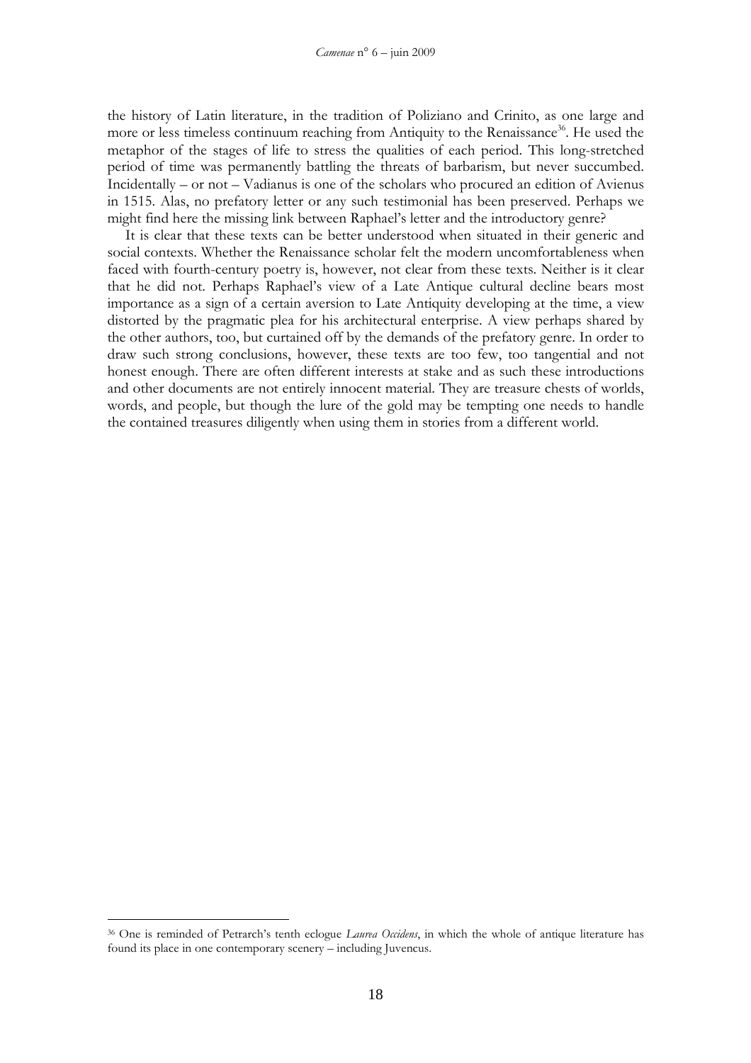the history of Latin literature, in the tradition of Poliziano and Crinito, as one large and more or less timeless continuum reaching from Antiquity to the Renaissance[36]. He used the metaphor of the stages of life to stress the qualities of each period. This long-stretched period of time was permanently battling the threats of barbarism, but never succumbed. Incidentally – or not – Vadianus is one of the scholars who procured an edition of Avienus in 1515. Alas, no prefatory letter or any such testimonial has been preserved. Perhaps we might find here the missing link between Raphael's letter and the introductory genre?

It is clear that these texts can be better understood when situated in their generic and social contexts. Whether the Renaissance scholar felt the modern uncomfortableness when faced with fourth-century poetry is, however, not clear from these texts. Neither is it clear that he did not. Perhaps Raphael's view of a Late Antique cultural decline bears most importance as a sign of a certain aversion to Late Antiquity developing at the time, a view distorted by the pragmatic plea for his architectural enterprise. A view perhaps shared by the other authors, too, but curtained off by the demands of the prefatory genre. In order to draw such strong conclusions, however, these texts are too few, too tangential and not honest enough. There are often different interests at stake and as such these introductions and other documents are not entirely innocent material. They are treasure chests of worlds, words, and people, but though the lure of the gold may be tempting one needs to handle the contained treasures diligently when using them in stories from a different world.

---

[36] One is reminded of Petrarch's tenth eclogue *Laurea Occidens*, in which the whole of antique literature has found its place in one contemporary scenery – including Juvencus.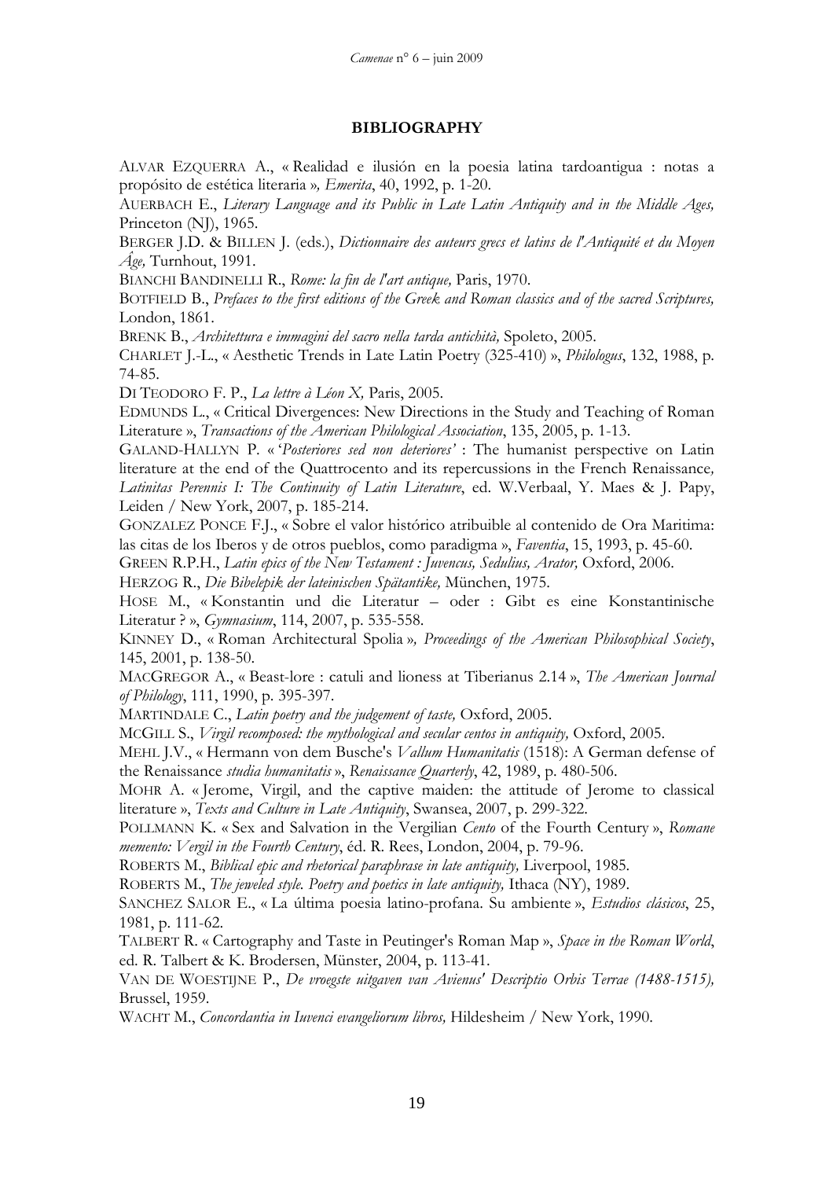**BIBLIOGRAPHY**

ALVAR EZQUERRA A., « Realidad e ilusión en la poesia latina tardoantigua : notas a propósito de estética literaria *», Emerita*, 40, 1992, p. 1-20.

AUERBACH E., *Literary Language and its Public in Late Latin Antiquity and in the Middle Ages,* Princeton (NJ), 1965.

BERGER J.D. & BILLEN J. (eds.), *Dictionnaire des auteurs grecs et latins de l'Antiquité et du Moyen Âge,* Turnhout, 1991.

BIANCHI BANDINELLI R., *Rome: la fin de l'art antique,* Paris, 1970.

BOTFIELD B., *Prefaces to the first editions of the Greek and Roman classics and of the sacred Scriptures,* London, 1861.

BRENK B., *Architettura e immagini del sacro nella tarda antichità,* Spoleto, 2005.

CHARLET J.-L., « Aesthetic Trends in Late Latin Poetry (325-410) », *Philologus*, 132, 1988, p. 74-85.

DI TEODORO F. P., *La lettre à Léon X,* Paris, 2005.

EDMUNDS L., « Critical Divergences: New Directions in the Study and Teaching of Roman Literature », *Transactions of the American Philological Association*, 135, 2005, p. 1-13.

GALAND-HALLYN P. « '*Posteriores sed non deteriores'* : The humanist perspective on Latin literature at the end of the Quattrocento and its repercussions in the French Renaissance*, Latinitas Perennis I: The Continuity of Latin Literature*, ed. W.Verbaal, Y. Maes & J. Papy, Leiden / New York, 2007, p. 185-214.

GONZALEZ PONCE F.J., « Sobre el valor histórico atribuible al contenido de Ora Maritima: las citas de los Iberos y de otros pueblos, como paradigma », *Faventia*, 15, 1993, p. 45-60.

GREEN R.P.H., *Latin epics of the New Testament : Juvencus, Sedulius, Arator,* Oxford, 2006.

HERZOG R., *Die Bibelepik der lateinischen Spätantike,* München, 1975.

HOSE M., « Konstantin und die Literatur – oder : Gibt es eine Konstantinische Literatur ? », *Gymnasium*, 114, 2007, p. 535-558.

KINNEY D., « Roman Architectural Spolia *», Proceedings of the American Philosophical Society*, 145, 2001, p. 138-50.

MACGREGOR A., « Beast-lore : catuli and lioness at Tiberianus 2.14 », *The American Journal of Philology*, 111, 1990, p. 395-397.

MARTINDALE C., *Latin poetry and the judgement of taste,* Oxford, 2005.

MCGILL S., *Virgil recomposed: the mythological and secular centos in antiquity,* Oxford, 2005.

MEHL J.V., « Hermann von dem Busche's *Vallum Humanitatis* (1518): A German defense of the Renaissance *studia humanitatis* », *Renaissance Quarterly*, 42, 1989, p. 480-506.

MOHR A. « Jerome, Virgil, and the captive maiden: the attitude of Jerome to classical literature », *Texts and Culture in Late Antiquity*, Swansea, 2007, p. 299-322.

POLLMANN K. « Sex and Salvation in the Vergilian *Cento* of the Fourth Century », *Romane memento: Vergil in the Fourth Century*, éd. R. Rees, London, 2004, p. 79-96.

ROBERTS M., *Biblical epic and rhetorical paraphrase in late antiquity,* Liverpool, 1985.

ROBERTS M., *The jeweled style. Poetry and poetics in late antiquity,* Ithaca (NY), 1989.

SANCHEZ SALOR E., « La última poesia latino-profana. Su ambiente », *Estudios clásicos*, 25, 1981, p. 111-62.

TALBERT R. « Cartography and Taste in Peutinger's Roman Map », *Space in the Roman World*, ed. R. Talbert & K. Brodersen, Münster, 2004, p. 113-41.

VAN DE WOESTIJNE P., *De vroegste uitgaven van Avienus' Descriptio Orbis Terrae (1488-1515),* Brussel, 1959.

WACHT M., *Concordantia in Iuvenci evangeliorum libros,* Hildesheim / New York, 1990.